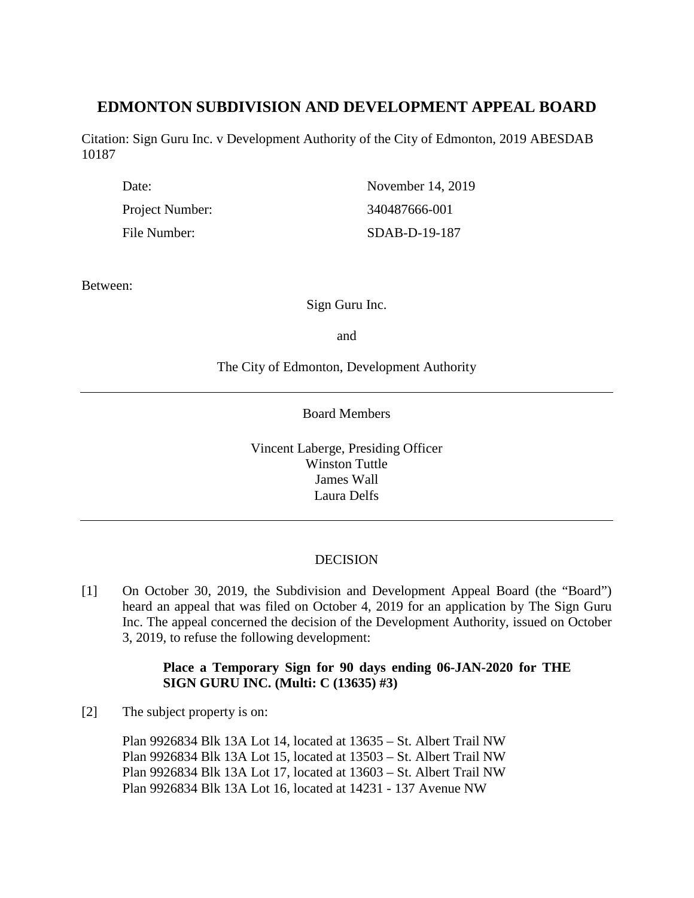# EDMONTON SUBDIVISION AND DEVELOPMENT APPEAL BOARD

Citation: Sign Guru Inc. v Development Authority of the City of Edmonton, 2019 ABESDAB 10187

| | |
|---|---|
| Date: | November 14, 2019 |
| Project Number: | 340487666-001 |
| File Number: | SDAB-D-19-187 |

Between:

Sign Guru Inc.

and

The City of Edmonton, Development Authority

---

Board Members

Vincent Laberge, Presiding Officer
Winston Tuttle
James Wall
Laura Delfs

---

DECISION

[1] On October 30, 2019, the Subdivision and Development Appeal Board (the "Board") heard an appeal that was filed on October 4, 2019 for an application by The Sign Guru Inc. The appeal concerned the decision of the Development Authority, issued on October 3, 2019, to refuse the following development:

> **Place a Temporary Sign for 90 days ending 06-JAN-2020 for THE SIGN GURU INC. (Multi: C (13635) #3)**

[2] The subject property is on:

Plan 9926834 Blk 13A Lot 14, located at 13635 – St. Albert Trail NW
Plan 9926834 Blk 13A Lot 15, located at 13503 – St. Albert Trail NW
Plan 9926834 Blk 13A Lot 17, located at 13603 – St. Albert Trail NW
Plan 9926834 Blk 13A Lot 16, located at 14231 - 137 Avenue NW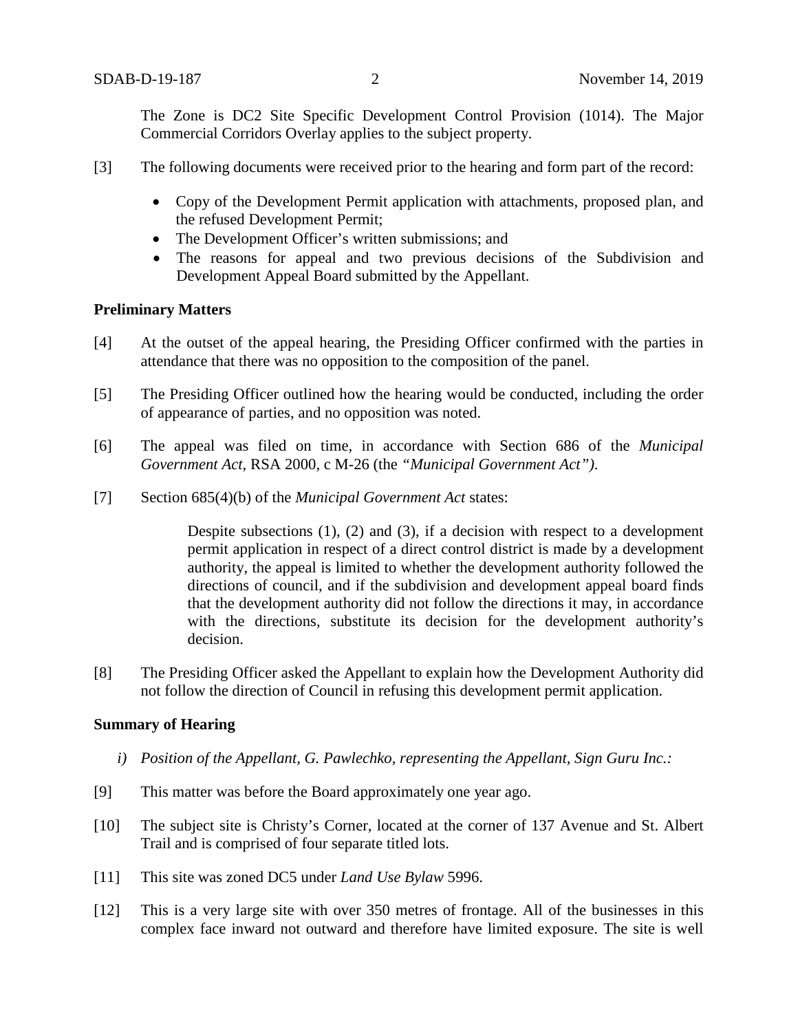The Zone is DC2 Site Specific Development Control Provision (1014). The Major Commercial Corridors Overlay applies to the subject property.

[3] The following documents were received prior to the hearing and form part of the record:

- Copy of the Development Permit application with attachments, proposed plan, and the refused Development Permit;
- The Development Officer's written submissions; and
- The reasons for appeal and two previous decisions of the Subdivision and Development Appeal Board submitted by the Appellant.

**Preliminary Matters**

[4] At the outset of the appeal hearing, the Presiding Officer confirmed with the parties in attendance that there was no opposition to the composition of the panel.

[5] The Presiding Officer outlined how the hearing would be conducted, including the order of appearance of parties, and no opposition was noted.

[6] The appeal was filed on time, in accordance with Section 686 of the *Municipal Government Act*, RSA 2000, c M-26 (the *"Municipal Government Act")*.

[7] Section 685(4)(b) of the *Municipal Government Act* states:

> Despite subsections (1), (2) and (3), if a decision with respect to a development permit application in respect of a direct control district is made by a development authority, the appeal is limited to whether the development authority followed the directions of council, and if the subdivision and development appeal board finds that the development authority did not follow the directions it may, in accordance with the directions, substitute its decision for the development authority's decision.

[8] The Presiding Officer asked the Appellant to explain how the Development Authority did not follow the direction of Council in refusing this development permit application.

**Summary of Hearing**

*i) Position of the Appellant, G. Pawlechko, representing the Appellant, Sign Guru Inc.:*

[9] This matter was before the Board approximately one year ago.

[10] The subject site is Christy's Corner, located at the corner of 137 Avenue and St. Albert Trail and is comprised of four separate titled lots.

[11] This site was zoned DC5 under *Land Use Bylaw* 5996.

[12] This is a very large site with over 350 metres of frontage. All of the businesses in this complex face inward not outward and therefore have limited exposure. The site is well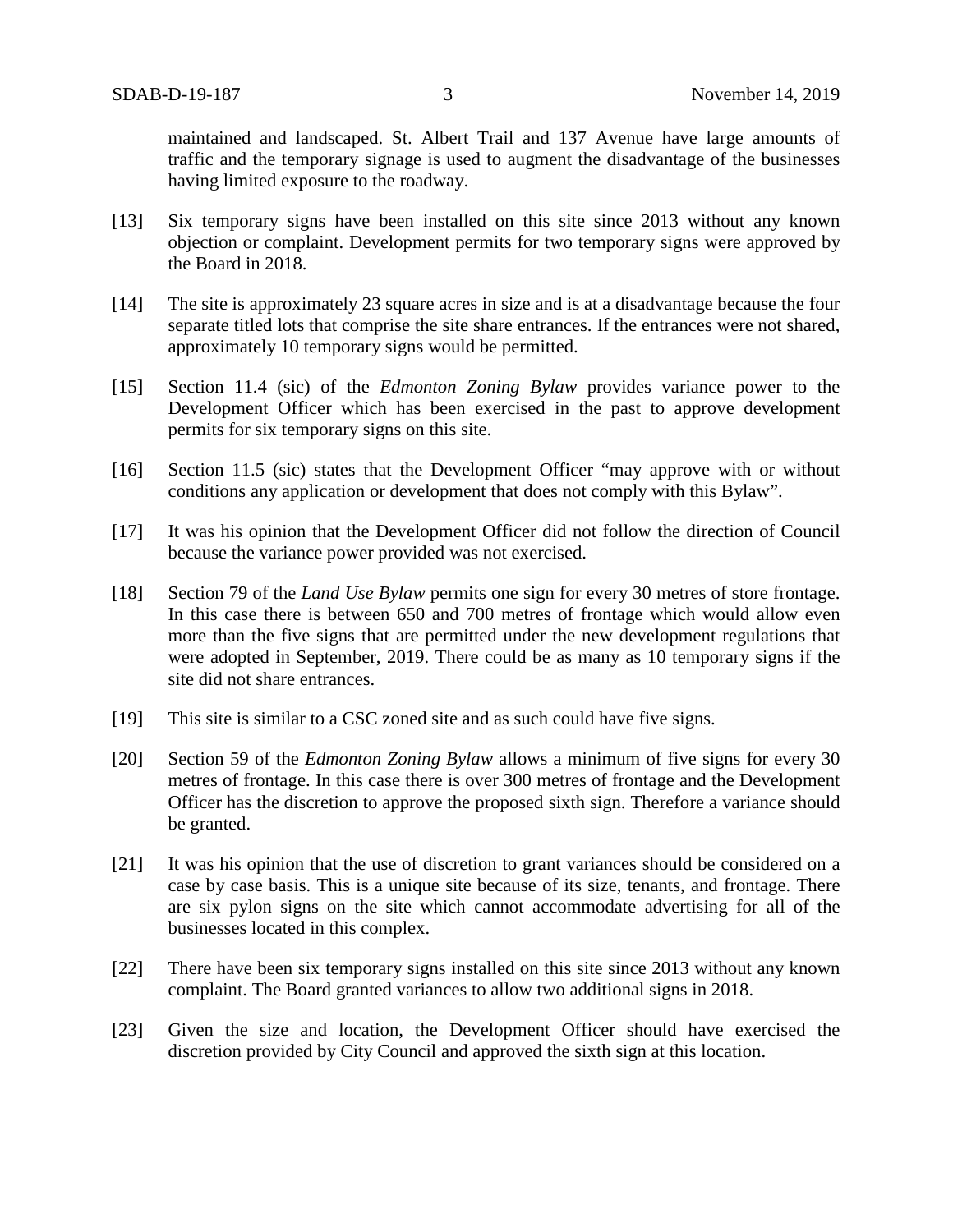maintained and landscaped. St. Albert Trail and 137 Avenue have large amounts of traffic and the temporary signage is used to augment the disadvantage of the businesses having limited exposure to the roadway.

[13] Six temporary signs have been installed on this site since 2013 without any known objection or complaint. Development permits for two temporary signs were approved by the Board in 2018.

[14] The site is approximately 23 square acres in size and is at a disadvantage because the four separate titled lots that comprise the site share entrances. If the entrances were not shared, approximately 10 temporary signs would be permitted.

[15] Section 11.4 (sic) of the *Edmonton Zoning Bylaw* provides variance power to the Development Officer which has been exercised in the past to approve development permits for six temporary signs on this site.

[16] Section 11.5 (sic) states that the Development Officer "may approve with or without conditions any application or development that does not comply with this Bylaw".

[17] It was his opinion that the Development Officer did not follow the direction of Council because the variance power provided was not exercised.

[18] Section 79 of the *Land Use Bylaw* permits one sign for every 30 metres of store frontage. In this case there is between 650 and 700 metres of frontage which would allow even more than the five signs that are permitted under the new development regulations that were adopted in September, 2019. There could be as many as 10 temporary signs if the site did not share entrances.

[19] This site is similar to a CSC zoned site and as such could have five signs.

[20] Section 59 of the *Edmonton Zoning Bylaw* allows a minimum of five signs for every 30 metres of frontage. In this case there is over 300 metres of frontage and the Development Officer has the discretion to approve the proposed sixth sign. Therefore a variance should be granted.

[21] It was his opinion that the use of discretion to grant variances should be considered on a case by case basis. This is a unique site because of its size, tenants, and frontage. There are six pylon signs on the site which cannot accommodate advertising for all of the businesses located in this complex.

[22] There have been six temporary signs installed on this site since 2013 without any known complaint. The Board granted variances to allow two additional signs in 2018.

[23] Given the size and location, the Development Officer should have exercised the discretion provided by City Council and approved the sixth sign at this location.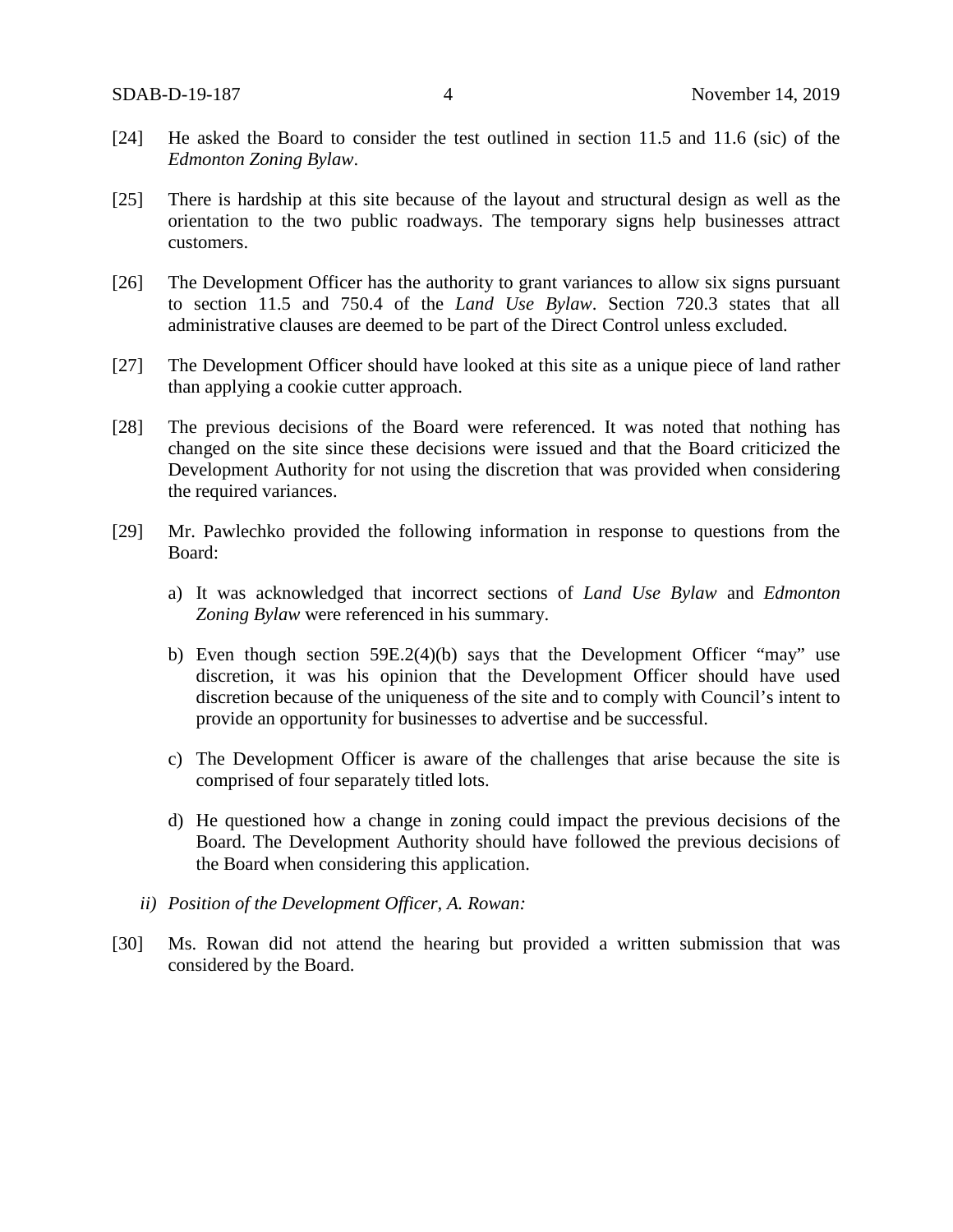[24] He asked the Board to consider the test outlined in section 11.5 and 11.6 (sic) of the *Edmonton Zoning Bylaw*.

[25] There is hardship at this site because of the layout and structural design as well as the orientation to the two public roadways. The temporary signs help businesses attract customers.

[26] The Development Officer has the authority to grant variances to allow six signs pursuant to section 11.5 and 750.4 of the *Land Use Bylaw*. Section 720.3 states that all administrative clauses are deemed to be part of the Direct Control unless excluded.

[27] The Development Officer should have looked at this site as a unique piece of land rather than applying a cookie cutter approach.

[28] The previous decisions of the Board were referenced. It was noted that nothing has changed on the site since these decisions were issued and that the Board criticized the Development Authority for not using the discretion that was provided when considering the required variances.

[29] Mr. Pawlechko provided the following information in response to questions from the Board:

a) It was acknowledged that incorrect sections of *Land Use Bylaw* and *Edmonton Zoning Bylaw* were referenced in his summary.

b) Even though section 59E.2(4)(b) says that the Development Officer "may" use discretion, it was his opinion that the Development Officer should have used discretion because of the uniqueness of the site and to comply with Council's intent to provide an opportunity for businesses to advertise and be successful.

c) The Development Officer is aware of the challenges that arise because the site is comprised of four separately titled lots.

d) He questioned how a change in zoning could impact the previous decisions of the Board. The Development Authority should have followed the previous decisions of the Board when considering this application.

*ii) Position of the Development Officer, A. Rowan:*

[30] Ms. Rowan did not attend the hearing but provided a written submission that was considered by the Board.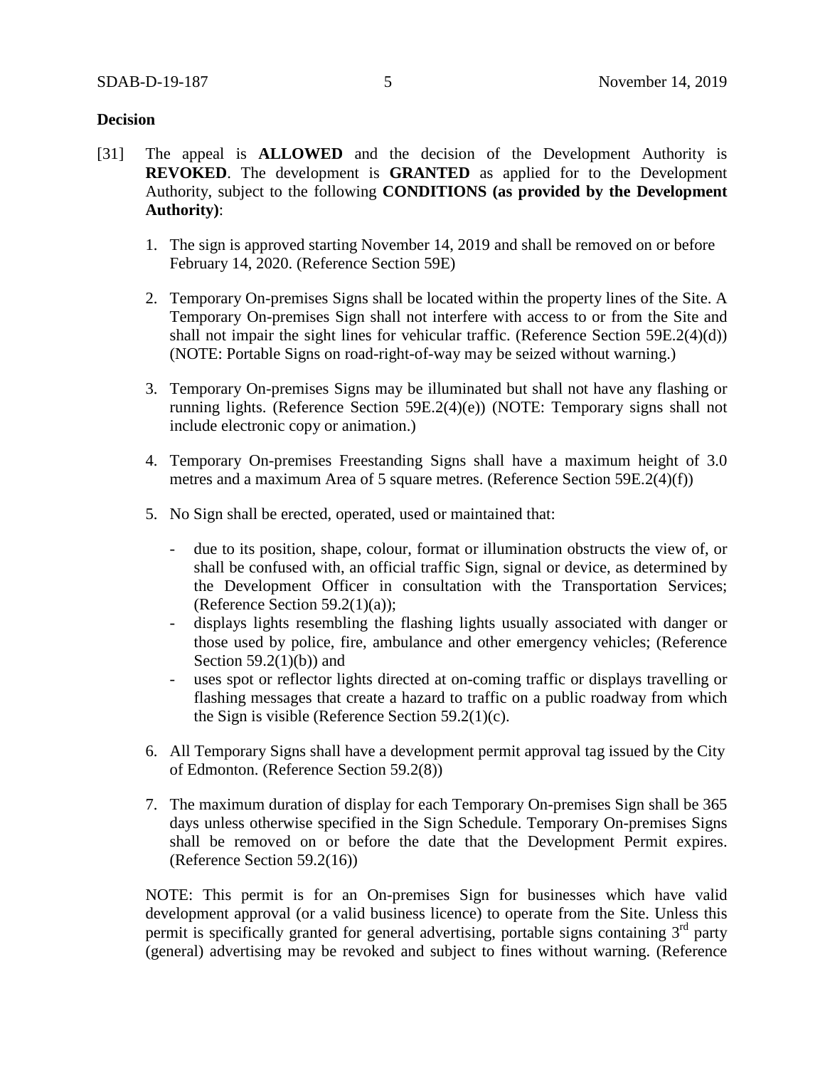**Decision**

[31] The appeal is **ALLOWED** and the decision of the Development Authority is **REVOKED**. The development is **GRANTED** as applied for to the Development Authority, subject to the following **CONDITIONS (as provided by the Development Authority)**:

1. The sign is approved starting November 14, 2019 and shall be removed on or before February 14, 2020. (Reference Section 59E)

2. Temporary On-premises Signs shall be located within the property lines of the Site. A Temporary On-premises Sign shall not interfere with access to or from the Site and shall not impair the sight lines for vehicular traffic. (Reference Section 59E.2(4)(d)) (NOTE: Portable Signs on road-right-of-way may be seized without warning.)

3. Temporary On-premises Signs may be illuminated but shall not have any flashing or running lights. (Reference Section 59E.2(4)(e)) (NOTE: Temporary signs shall not include electronic copy or animation.)

4. Temporary On-premises Freestanding Signs shall have a maximum height of 3.0 metres and a maximum Area of 5 square metres. (Reference Section 59E.2(4)(f))

5. No Sign shall be erected, operated, used or maintained that:

   - due to its position, shape, colour, format or illumination obstructs the view of, or shall be confused with, an official traffic Sign, signal or device, as determined by the Development Officer in consultation with the Transportation Services; (Reference Section 59.2(1)(a));
   - displays lights resembling the flashing lights usually associated with danger or those used by police, fire, ambulance and other emergency vehicles; (Reference Section 59.2(1)(b)) and
   - uses spot or reflector lights directed at on-coming traffic or displays travelling or flashing messages that create a hazard to traffic on a public roadway from which the Sign is visible (Reference Section 59.2(1)(c).

6. All Temporary Signs shall have a development permit approval tag issued by the City of Edmonton. (Reference Section 59.2(8))

7. The maximum duration of display for each Temporary On-premises Sign shall be 365 days unless otherwise specified in the Sign Schedule. Temporary On-premises Signs shall be removed on or before the date that the Development Permit expires. (Reference Section 59.2(16))

NOTE: This permit is for an On-premises Sign for businesses which have valid development approval (or a valid business licence) to operate from the Site. Unless this permit is specifically granted for general advertising, portable signs containing 3rd party (general) advertising may be revoked and subject to fines without warning. (Reference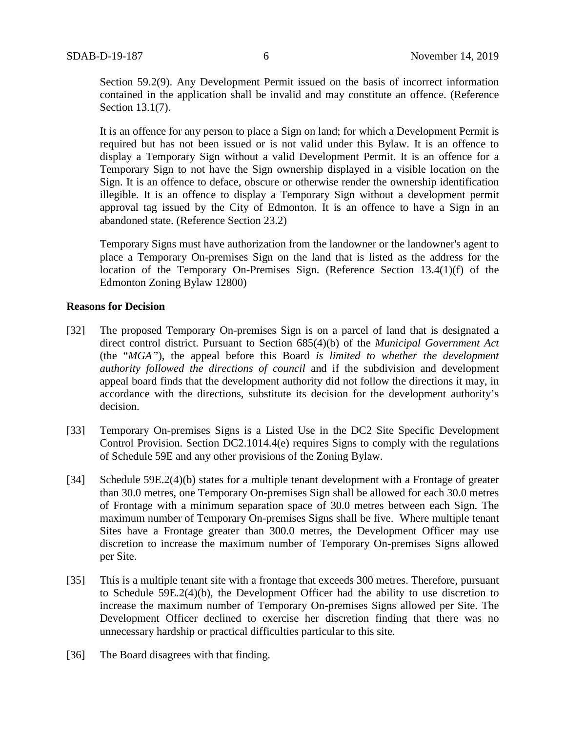Section 59.2(9). Any Development Permit issued on the basis of incorrect information contained in the application shall be invalid and may constitute an offence. (Reference Section 13.1(7).

It is an offence for any person to place a Sign on land; for which a Development Permit is required but has not been issued or is not valid under this Bylaw. It is an offence to display a Temporary Sign without a valid Development Permit. It is an offence for a Temporary Sign to not have the Sign ownership displayed in a visible location on the Sign. It is an offence to deface, obscure or otherwise render the ownership identification illegible. It is an offence to display a Temporary Sign without a development permit approval tag issued by the City of Edmonton. It is an offence to have a Sign in an abandoned state. (Reference Section 23.2)

Temporary Signs must have authorization from the landowner or the landowner's agent to place a Temporary On-premises Sign on the land that is listed as the address for the location of the Temporary On-Premises Sign. (Reference Section 13.4(1)(f) of the Edmonton Zoning Bylaw 12800)

**Reasons for Decision**

[32] The proposed Temporary On-premises Sign is on a parcel of land that is designated a direct control district. Pursuant to Section 685(4)(b) of the *Municipal Government Act* (the "*MGA*"), the appeal before this Board *is limited to whether the development authority followed the directions of council* and if the subdivision and development appeal board finds that the development authority did not follow the directions it may, in accordance with the directions, substitute its decision for the development authority's decision.

[33] Temporary On-premises Signs is a Listed Use in the DC2 Site Specific Development Control Provision. Section DC2.1014.4(e) requires Signs to comply with the regulations of Schedule 59E and any other provisions of the Zoning Bylaw.

[34] Schedule 59E.2(4)(b) states for a multiple tenant development with a Frontage of greater than 30.0 metres, one Temporary On-premises Sign shall be allowed for each 30.0 metres of Frontage with a minimum separation space of 30.0 metres between each Sign. The maximum number of Temporary On-premises Signs shall be five. Where multiple tenant Sites have a Frontage greater than 300.0 metres, the Development Officer may use discretion to increase the maximum number of Temporary On-premises Signs allowed per Site.

[35] This is a multiple tenant site with a frontage that exceeds 300 metres. Therefore, pursuant to Schedule 59E.2(4)(b), the Development Officer had the ability to use discretion to increase the maximum number of Temporary On-premises Signs allowed per Site. The Development Officer declined to exercise her discretion finding that there was no unnecessary hardship or practical difficulties particular to this site.

[36] The Board disagrees with that finding.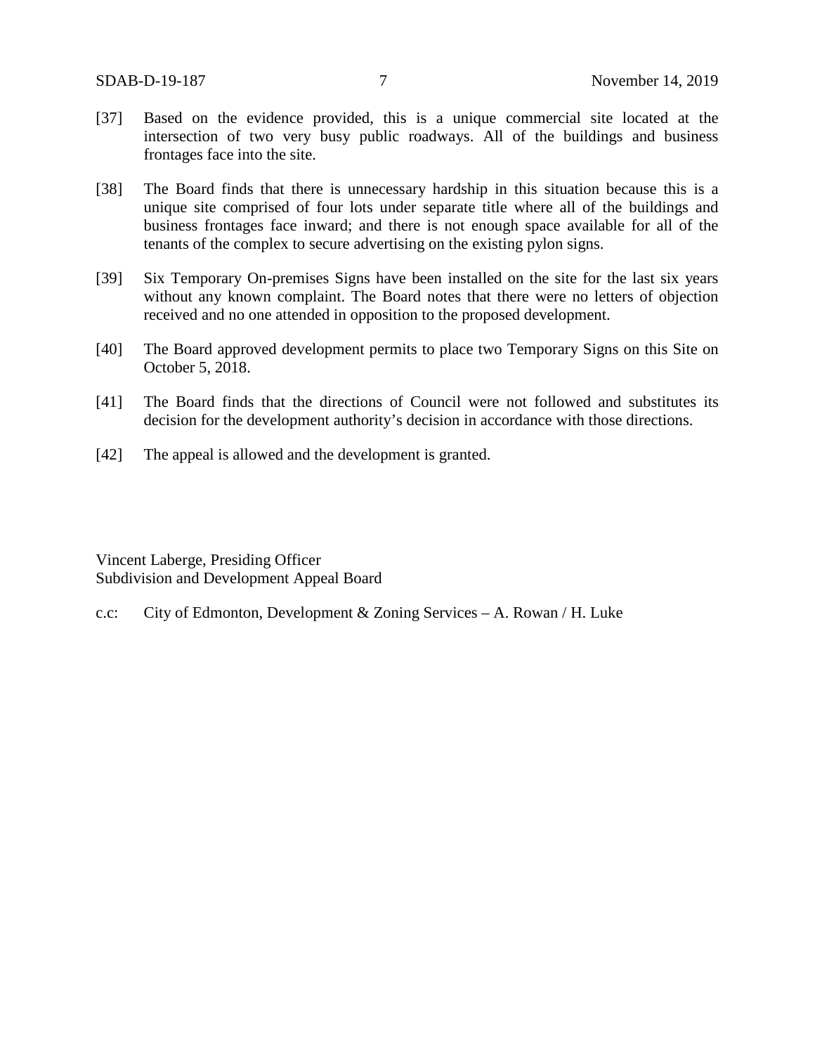[37] Based on the evidence provided, this is a unique commercial site located at the intersection of two very busy public roadways. All of the buildings and business frontages face into the site.

[38] The Board finds that there is unnecessary hardship in this situation because this is a unique site comprised of four lots under separate title where all of the buildings and business frontages face inward; and there is not enough space available for all of the tenants of the complex to secure advertising on the existing pylon signs.

[39] Six Temporary On-premises Signs have been installed on the site for the last six years without any known complaint. The Board notes that there were no letters of objection received and no one attended in opposition to the proposed development.

[40] The Board approved development permits to place two Temporary Signs on this Site on October 5, 2018.

[41] The Board finds that the directions of Council were not followed and substitutes its decision for the development authority's decision in accordance with those directions.

[42] The appeal is allowed and the development is granted.

Vincent Laberge, Presiding Officer
Subdivision and Development Appeal Board

c.c: City of Edmonton, Development & Zoning Services – A. Rowan / H. Luke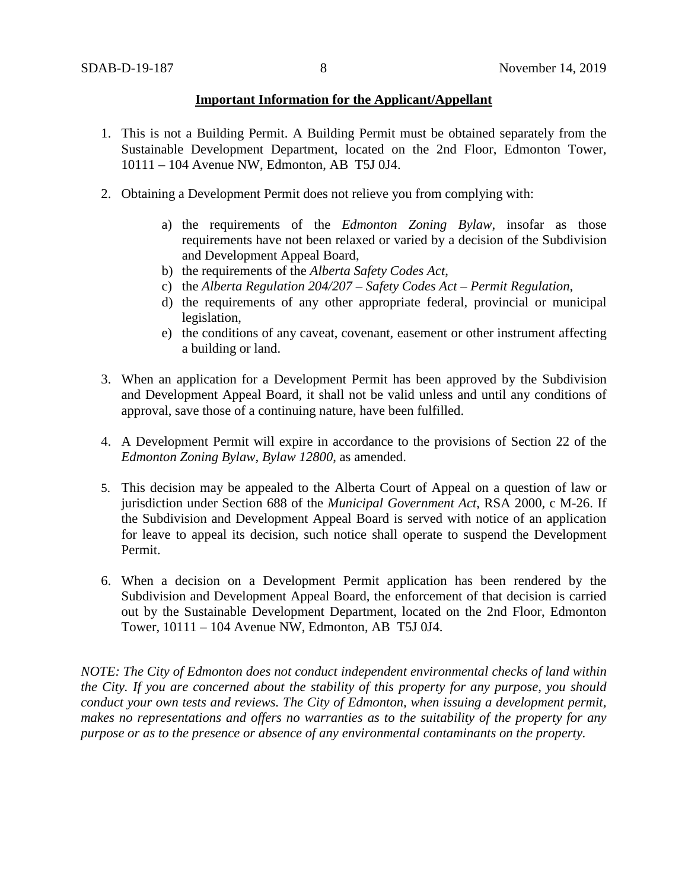**Important Information for the Applicant/Appellant**

1. This is not a Building Permit. A Building Permit must be obtained separately from the Sustainable Development Department, located on the 2nd Floor, Edmonton Tower, 10111 – 104 Avenue NW, Edmonton, AB T5J 0J4.

2. Obtaining a Development Permit does not relieve you from complying with:

    a) the requirements of the *Edmonton Zoning Bylaw*, insofar as those requirements have not been relaxed or varied by a decision of the Subdivision and Development Appeal Board,
    b) the requirements of the *Alberta Safety Codes Act*,
    c) the *Alberta Regulation 204/207 – Safety Codes Act – Permit Regulation*,
    d) the requirements of any other appropriate federal, provincial or municipal legislation,
    e) the conditions of any caveat, covenant, easement or other instrument affecting a building or land.

3. When an application for a Development Permit has been approved by the Subdivision and Development Appeal Board, it shall not be valid unless and until any conditions of approval, save those of a continuing nature, have been fulfilled.

4. A Development Permit will expire in accordance to the provisions of Section 22 of the *Edmonton Zoning Bylaw, Bylaw 12800*, as amended.

5. This decision may be appealed to the Alberta Court of Appeal on a question of law or jurisdiction under Section 688 of the *Municipal Government Act*, RSA 2000, c M-26. If the Subdivision and Development Appeal Board is served with notice of an application for leave to appeal its decision, such notice shall operate to suspend the Development Permit.

6. When a decision on a Development Permit application has been rendered by the Subdivision and Development Appeal Board, the enforcement of that decision is carried out by the Sustainable Development Department, located on the 2nd Floor, Edmonton Tower, 10111 – 104 Avenue NW, Edmonton, AB T5J 0J4.

*NOTE: The City of Edmonton does not conduct independent environmental checks of land within the City. If you are concerned about the stability of this property for any purpose, you should conduct your own tests and reviews. The City of Edmonton, when issuing a development permit, makes no representations and offers no warranties as to the suitability of the property for any purpose or as to the presence or absence of any environmental contaminants on the property.*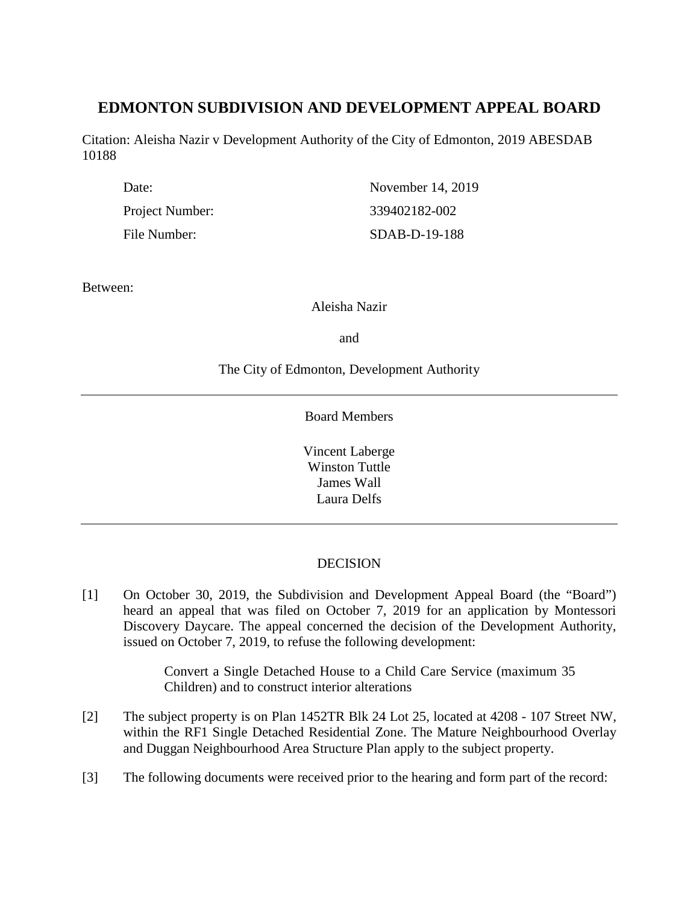## EDMONTON SUBDIVISION AND DEVELOPMENT APPEAL BOARD

Citation: Aleisha Nazir v Development Authority of the City of Edmonton, 2019 ABESDAB 10188

| | |
|---|---|
| Date: | November 14, 2019 |
| Project Number: | 339402182-002 |
| File Number: | SDAB-D-19-188 |

Between:

Aleisha Nazir

and

The City of Edmonton, Development Authority

---

Board Members

Vincent Laberge
Winston Tuttle
James Wall
Laura Delfs

---

DECISION

[1] On October 30, 2019, the Subdivision and Development Appeal Board (the "Board") heard an appeal that was filed on October 7, 2019 for an application by Montessori Discovery Daycare. The appeal concerned the decision of the Development Authority, issued on October 7, 2019, to refuse the following development:

> Convert a Single Detached House to a Child Care Service (maximum 35 Children) and to construct interior alterations

[2] The subject property is on Plan 1452TR Blk 24 Lot 25, located at 4208 - 107 Street NW, within the RF1 Single Detached Residential Zone. The Mature Neighbourhood Overlay and Duggan Neighbourhood Area Structure Plan apply to the subject property.

[3] The following documents were received prior to the hearing and form part of the record: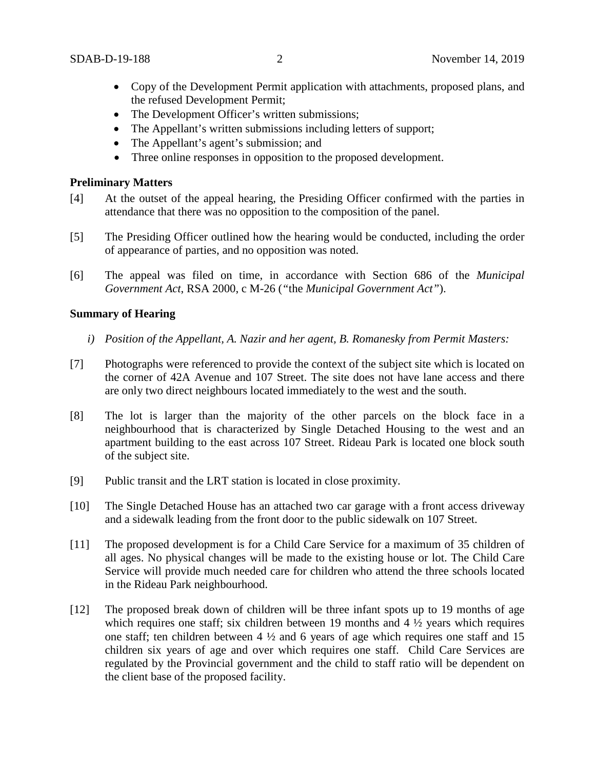- Copy of the Development Permit application with attachments, proposed plans, and the refused Development Permit;
- The Development Officer's written submissions;
- The Appellant's written submissions including letters of support;
- The Appellant's agent's submission; and
- Three online responses in opposition to the proposed development.

**Preliminary Matters**

[4] At the outset of the appeal hearing, the Presiding Officer confirmed with the parties in attendance that there was no opposition to the composition of the panel.

[5] The Presiding Officer outlined how the hearing would be conducted, including the order of appearance of parties, and no opposition was noted.

[6] The appeal was filed on time, in accordance with Section 686 of the *Municipal Government Act*, RSA 2000, c M-26 ("the *Municipal Government Act"*).

**Summary of Hearing**

*i) Position of the Appellant, A. Nazir and her agent, B. Romanesky from Permit Masters:*

[7] Photographs were referenced to provide the context of the subject site which is located on the corner of 42A Avenue and 107 Street. The site does not have lane access and there are only two direct neighbours located immediately to the west and the south.

[8] The lot is larger than the majority of the other parcels on the block face in a neighbourhood that is characterized by Single Detached Housing to the west and an apartment building to the east across 107 Street. Rideau Park is located one block south of the subject site.

[9] Public transit and the LRT station is located in close proximity.

[10] The Single Detached House has an attached two car garage with a front access driveway and a sidewalk leading from the front door to the public sidewalk on 107 Street.

[11] The proposed development is for a Child Care Service for a maximum of 35 children of all ages. No physical changes will be made to the existing house or lot. The Child Care Service will provide much needed care for children who attend the three schools located in the Rideau Park neighbourhood.

[12] The proposed break down of children will be three infant spots up to 19 months of age which requires one staff; six children between 19 months and 4 ½ years which requires one staff; ten children between 4 ½ and 6 years of age which requires one staff and 15 children six years of age and over which requires one staff. Child Care Services are regulated by the Provincial government and the child to staff ratio will be dependent on the client base of the proposed facility.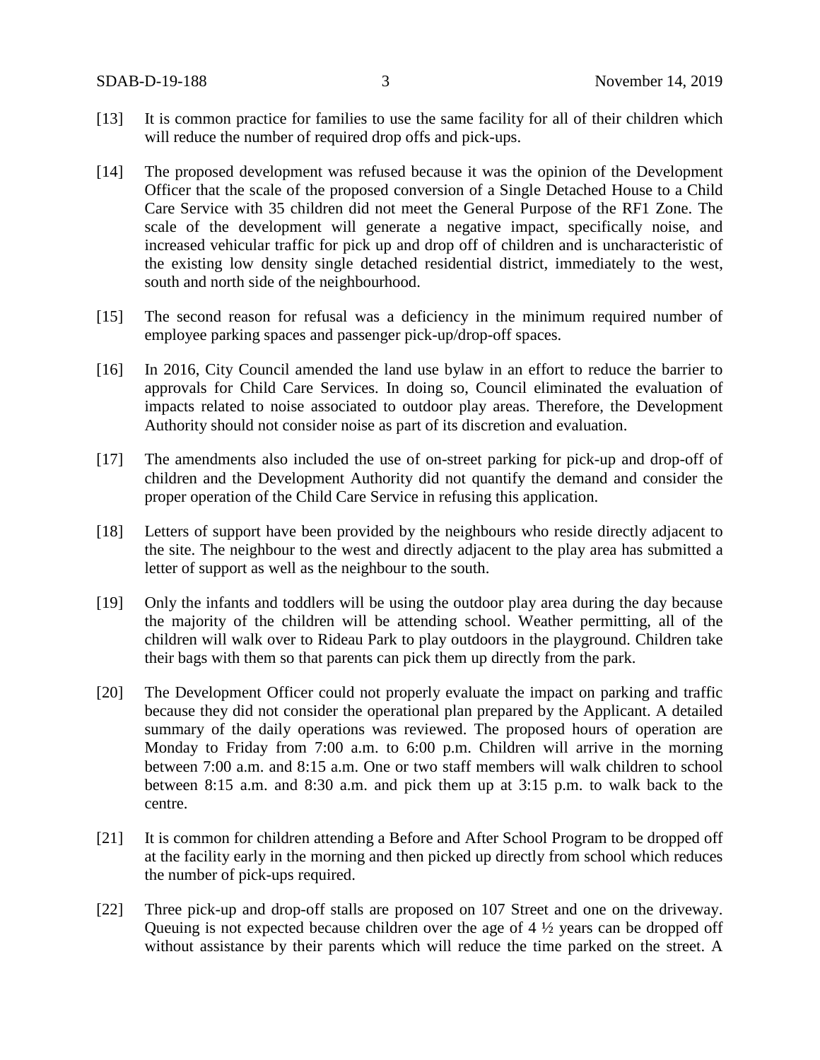[13] It is common practice for families to use the same facility for all of their children which will reduce the number of required drop offs and pick-ups.

[14] The proposed development was refused because it was the opinion of the Development Officer that the scale of the proposed conversion of a Single Detached House to a Child Care Service with 35 children did not meet the General Purpose of the RF1 Zone. The scale of the development will generate a negative impact, specifically noise, and increased vehicular traffic for pick up and drop off of children and is uncharacteristic of the existing low density single detached residential district, immediately to the west, south and north side of the neighbourhood.

[15] The second reason for refusal was a deficiency in the minimum required number of employee parking spaces and passenger pick-up/drop-off spaces.

[16] In 2016, City Council amended the land use bylaw in an effort to reduce the barrier to approvals for Child Care Services. In doing so, Council eliminated the evaluation of impacts related to noise associated to outdoor play areas. Therefore, the Development Authority should not consider noise as part of its discretion and evaluation.

[17] The amendments also included the use of on-street parking for pick-up and drop-off of children and the Development Authority did not quantify the demand and consider the proper operation of the Child Care Service in refusing this application.

[18] Letters of support have been provided by the neighbours who reside directly adjacent to the site. The neighbour to the west and directly adjacent to the play area has submitted a letter of support as well as the neighbour to the south.

[19] Only the infants and toddlers will be using the outdoor play area during the day because the majority of the children will be attending school. Weather permitting, all of the children will walk over to Rideau Park to play outdoors in the playground. Children take their bags with them so that parents can pick them up directly from the park.

[20] The Development Officer could not properly evaluate the impact on parking and traffic because they did not consider the operational plan prepared by the Applicant. A detailed summary of the daily operations was reviewed. The proposed hours of operation are Monday to Friday from 7:00 a.m. to 6:00 p.m. Children will arrive in the morning between 7:00 a.m. and 8:15 a.m. One or two staff members will walk children to school between 8:15 a.m. and 8:30 a.m. and pick them up at 3:15 p.m. to walk back to the centre.

[21] It is common for children attending a Before and After School Program to be dropped off at the facility early in the morning and then picked up directly from school which reduces the number of pick-ups required.

[22] Three pick-up and drop-off stalls are proposed on 107 Street and one on the driveway. Queuing is not expected because children over the age of 4 ½ years can be dropped off without assistance by their parents which will reduce the time parked on the street. A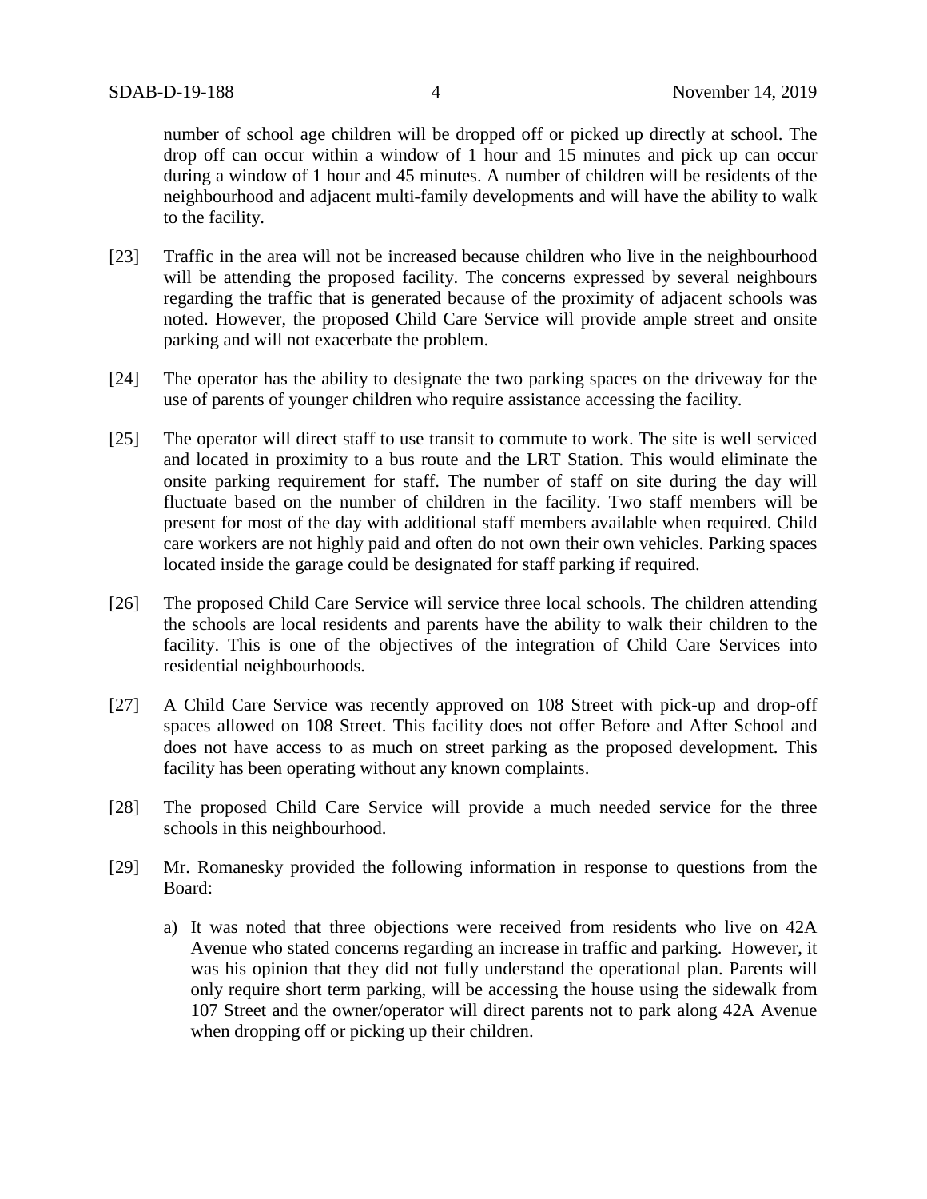number of school age children will be dropped off or picked up directly at school. The drop off can occur within a window of 1 hour and 15 minutes and pick up can occur during a window of 1 hour and 45 minutes. A number of children will be residents of the neighbourhood and adjacent multi-family developments and will have the ability to walk to the facility.

[23] Traffic in the area will not be increased because children who live in the neighbourhood will be attending the proposed facility. The concerns expressed by several neighbours regarding the traffic that is generated because of the proximity of adjacent schools was noted. However, the proposed Child Care Service will provide ample street and onsite parking and will not exacerbate the problem.

[24] The operator has the ability to designate the two parking spaces on the driveway for the use of parents of younger children who require assistance accessing the facility.

[25] The operator will direct staff to use transit to commute to work. The site is well serviced and located in proximity to a bus route and the LRT Station. This would eliminate the onsite parking requirement for staff. The number of staff on site during the day will fluctuate based on the number of children in the facility. Two staff members will be present for most of the day with additional staff members available when required. Child care workers are not highly paid and often do not own their own vehicles. Parking spaces located inside the garage could be designated for staff parking if required.

[26] The proposed Child Care Service will service three local schools. The children attending the schools are local residents and parents have the ability to walk their children to the facility. This is one of the objectives of the integration of Child Care Services into residential neighbourhoods.

[27] A Child Care Service was recently approved on 108 Street with pick-up and drop-off spaces allowed on 108 Street. This facility does not offer Before and After School and does not have access to as much on street parking as the proposed development. This facility has been operating without any known complaints.

[28] The proposed Child Care Service will provide a much needed service for the three schools in this neighbourhood.

[29] Mr. Romanesky provided the following information in response to questions from the Board:

a) It was noted that three objections were received from residents who live on 42A Avenue who stated concerns regarding an increase in traffic and parking. However, it was his opinion that they did not fully understand the operational plan. Parents will only require short term parking, will be accessing the house using the sidewalk from 107 Street and the owner/operator will direct parents not to park along 42A Avenue when dropping off or picking up their children.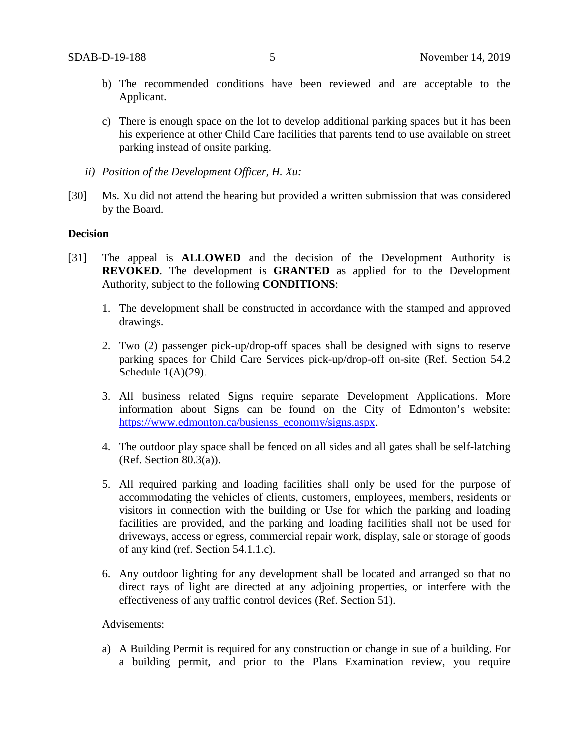b) The recommended conditions have been reviewed and are acceptable to the Applicant.

c) There is enough space on the lot to develop additional parking spaces but it has been his experience at other Child Care facilities that parents tend to use available on street parking instead of onsite parking.

*ii) Position of the Development Officer, H. Xu:*

[30] Ms. Xu did not attend the hearing but provided a written submission that was considered by the Board.

**Decision**

[31] The appeal is **ALLOWED** and the decision of the Development Authority is **REVOKED**. The development is **GRANTED** as applied for to the Development Authority, subject to the following **CONDITIONS**:

1. The development shall be constructed in accordance with the stamped and approved drawings.

2. Two (2) passenger pick-up/drop-off spaces shall be designed with signs to reserve parking spaces for Child Care Services pick-up/drop-off on-site (Ref. Section 54.2 Schedule 1(A)(29).

3. All business related Signs require separate Development Applications. More information about Signs can be found on the City of Edmonton's website: [https://www.edmonton.ca/busienss_economy/signs.aspx](https://www.edmonton.ca/busienss_economy/signs.aspx).

4. The outdoor play space shall be fenced on all sides and all gates shall be self-latching (Ref. Section 80.3(a)).

5. All required parking and loading facilities shall only be used for the purpose of accommodating the vehicles of clients, customers, employees, members, residents or visitors in connection with the building or Use for which the parking and loading facilities are provided, and the parking and loading facilities shall not be used for driveways, access or egress, commercial repair work, display, sale or storage of goods of any kind (ref. Section 54.1.1.c).

6. Any outdoor lighting for any development shall be located and arranged so that no direct rays of light are directed at any adjoining properties, or interfere with the effectiveness of any traffic control devices (Ref. Section 51).

Advisements:

a) A Building Permit is required for any construction or change in sue of a building. For a building permit, and prior to the Plans Examination review, you require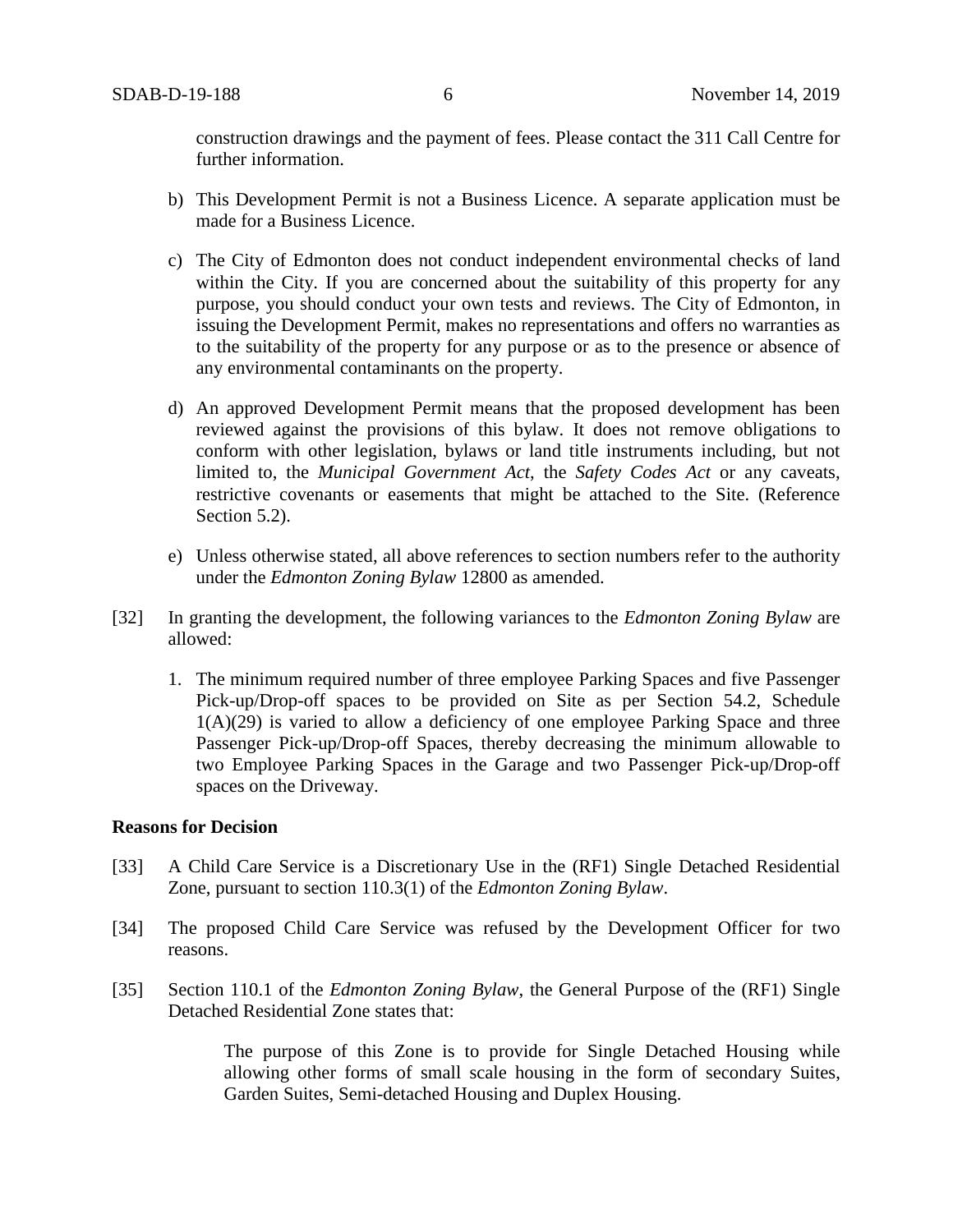construction drawings and the payment of fees. Please contact the 311 Call Centre for further information.

b) This Development Permit is not a Business Licence. A separate application must be made for a Business Licence.

c) The City of Edmonton does not conduct independent environmental checks of land within the City. If you are concerned about the suitability of this property for any purpose, you should conduct your own tests and reviews. The City of Edmonton, in issuing the Development Permit, makes no representations and offers no warranties as to the suitability of the property for any purpose or as to the presence or absence of any environmental contaminants on the property.

d) An approved Development Permit means that the proposed development has been reviewed against the provisions of this bylaw. It does not remove obligations to conform with other legislation, bylaws or land title instruments including, but not limited to, the *Municipal Government Act*, the *Safety Codes Act* or any caveats, restrictive covenants or easements that might be attached to the Site. (Reference Section 5.2).

e) Unless otherwise stated, all above references to section numbers refer to the authority under the *Edmonton Zoning Bylaw* 12800 as amended.

[32] In granting the development, the following variances to the *Edmonton Zoning Bylaw* are allowed:

1. The minimum required number of three employee Parking Spaces and five Passenger Pick-up/Drop-off spaces to be provided on Site as per Section 54.2, Schedule 1(A)(29) is varied to allow a deficiency of one employee Parking Space and three Passenger Pick-up/Drop-off Spaces, thereby decreasing the minimum allowable to two Employee Parking Spaces in the Garage and two Passenger Pick-up/Drop-off spaces on the Driveway.

**Reasons for Decision**

[33] A Child Care Service is a Discretionary Use in the (RF1) Single Detached Residential Zone, pursuant to section 110.3(1) of the *Edmonton Zoning Bylaw*.

[34] The proposed Child Care Service was refused by the Development Officer for two reasons.

[35] Section 110.1 of the *Edmonton Zoning Bylaw*, the General Purpose of the (RF1) Single Detached Residential Zone states that:

> The purpose of this Zone is to provide for Single Detached Housing while allowing other forms of small scale housing in the form of secondary Suites, Garden Suites, Semi-detached Housing and Duplex Housing.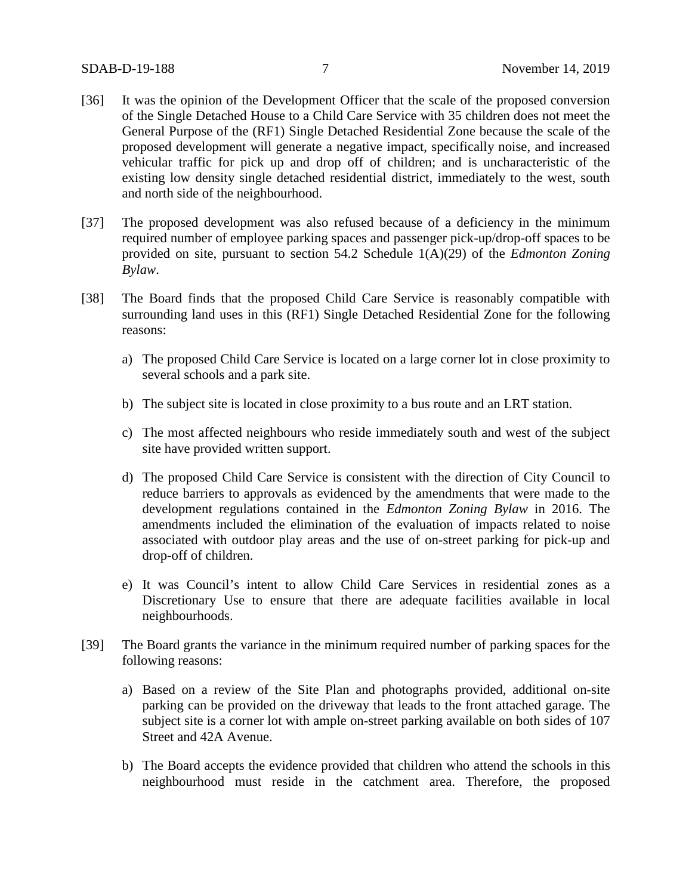[36] It was the opinion of the Development Officer that the scale of the proposed conversion of the Single Detached House to a Child Care Service with 35 children does not meet the General Purpose of the (RF1) Single Detached Residential Zone because the scale of the proposed development will generate a negative impact, specifically noise, and increased vehicular traffic for pick up and drop off of children; and is uncharacteristic of the existing low density single detached residential district, immediately to the west, south and north side of the neighbourhood.

[37] The proposed development was also refused because of a deficiency in the minimum required number of employee parking spaces and passenger pick-up/drop-off spaces to be provided on site, pursuant to section 54.2 Schedule 1(A)(29) of the *Edmonton Zoning Bylaw*.

[38] The Board finds that the proposed Child Care Service is reasonably compatible with surrounding land uses in this (RF1) Single Detached Residential Zone for the following reasons:

a) The proposed Child Care Service is located on a large corner lot in close proximity to several schools and a park site.

b) The subject site is located in close proximity to a bus route and an LRT station.

c) The most affected neighbours who reside immediately south and west of the subject site have provided written support.

d) The proposed Child Care Service is consistent with the direction of City Council to reduce barriers to approvals as evidenced by the amendments that were made to the development regulations contained in the *Edmonton Zoning Bylaw* in 2016. The amendments included the elimination of the evaluation of impacts related to noise associated with outdoor play areas and the use of on-street parking for pick-up and drop-off of children.

e) It was Council's intent to allow Child Care Services in residential zones as a Discretionary Use to ensure that there are adequate facilities available in local neighbourhoods.

[39] The Board grants the variance in the minimum required number of parking spaces for the following reasons:

a) Based on a review of the Site Plan and photographs provided, additional on-site parking can be provided on the driveway that leads to the front attached garage. The subject site is a corner lot with ample on-street parking available on both sides of 107 Street and 42A Avenue.

b) The Board accepts the evidence provided that children who attend the schools in this neighbourhood must reside in the catchment area. Therefore, the proposed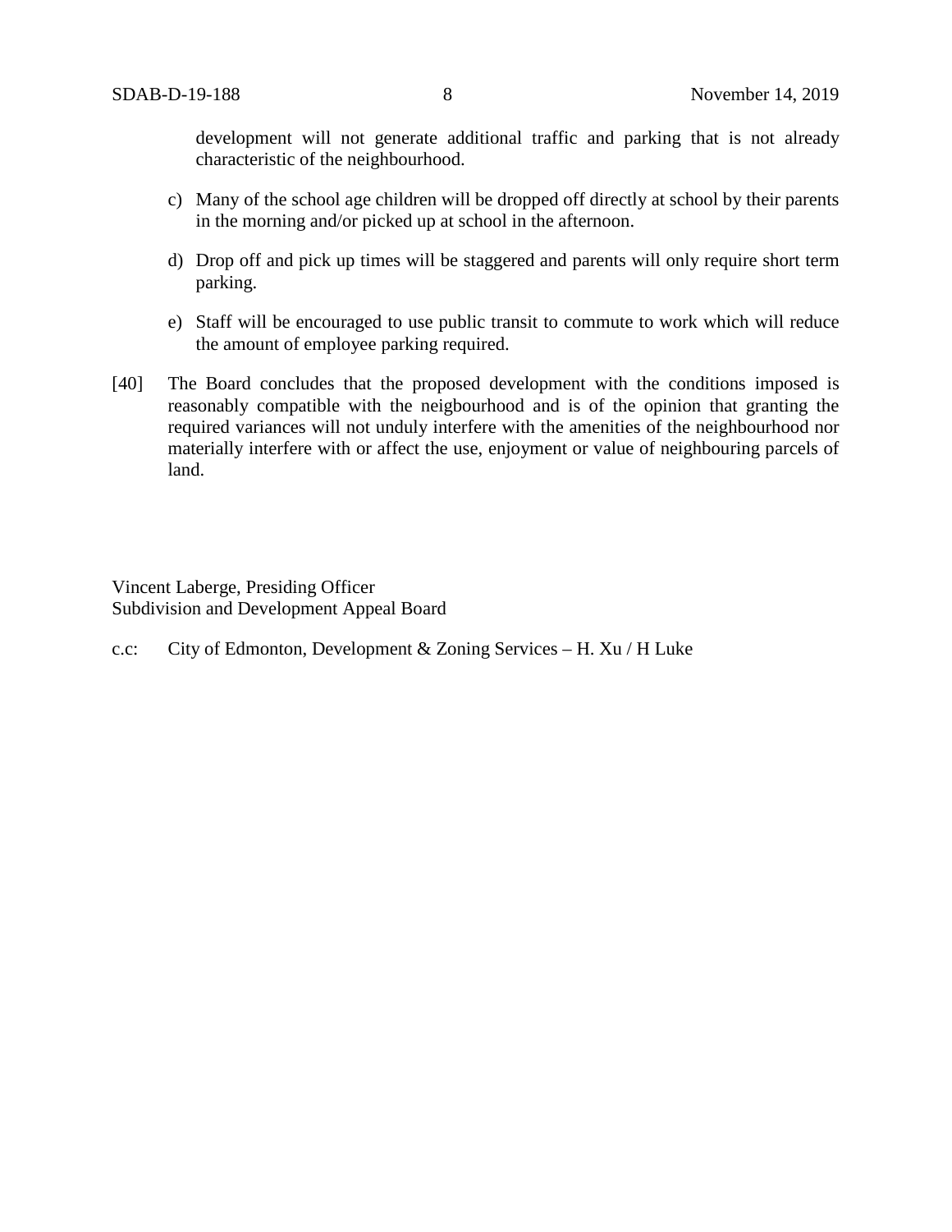development will not generate additional traffic and parking that is not already characteristic of the neighbourhood.

c) Many of the school age children will be dropped off directly at school by their parents in the morning and/or picked up at school in the afternoon.

d) Drop off and pick up times will be staggered and parents will only require short term parking.

e) Staff will be encouraged to use public transit to commute to work which will reduce the amount of employee parking required.

[40] The Board concludes that the proposed development with the conditions imposed is reasonably compatible with the neigbourhood and is of the opinion that granting the required variances will not unduly interfere with the amenities of the neighbourhood nor materially interfere with or affect the use, enjoyment or value of neighbouring parcels of land.

Vincent Laberge, Presiding Officer
Subdivision and Development Appeal Board

c.c: City of Edmonton, Development & Zoning Services – H. Xu / H Luke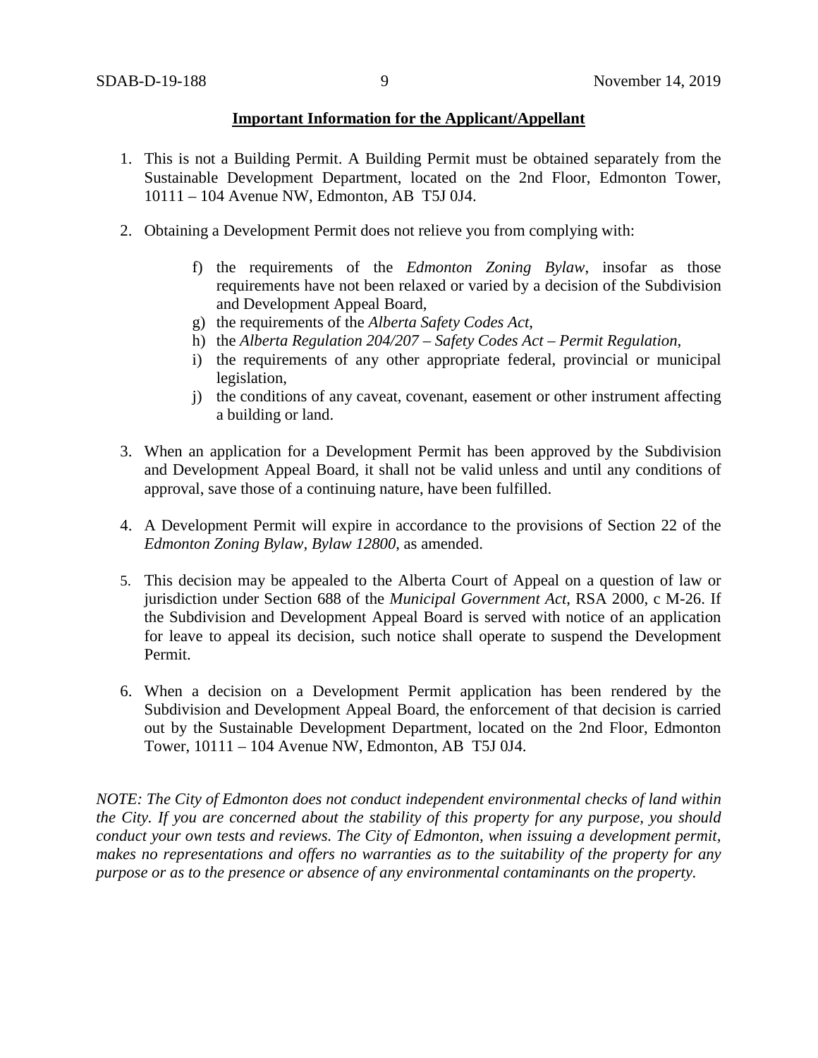**Important Information for the Applicant/Appellant**

1. This is not a Building Permit. A Building Permit must be obtained separately from the Sustainable Development Department, located on the 2nd Floor, Edmonton Tower, 10111 – 104 Avenue NW, Edmonton, AB T5J 0J4.

2. Obtaining a Development Permit does not relieve you from complying with:

    f) the requirements of the *Edmonton Zoning Bylaw*, insofar as those requirements have not been relaxed or varied by a decision of the Subdivision and Development Appeal Board,
    
    g) the requirements of the *Alberta Safety Codes Act*,
    
    h) the *Alberta Regulation 204/207 – Safety Codes Act – Permit Regulation*,
    
    i) the requirements of any other appropriate federal, provincial or municipal legislation,
    
    j) the conditions of any caveat, covenant, easement or other instrument affecting a building or land.

3. When an application for a Development Permit has been approved by the Subdivision and Development Appeal Board, it shall not be valid unless and until any conditions of approval, save those of a continuing nature, have been fulfilled.

4. A Development Permit will expire in accordance to the provisions of Section 22 of the *Edmonton Zoning Bylaw, Bylaw 12800*, as amended.

5. This decision may be appealed to the Alberta Court of Appeal on a question of law or jurisdiction under Section 688 of the *Municipal Government Act*, RSA 2000, c M-26. If the Subdivision and Development Appeal Board is served with notice of an application for leave to appeal its decision, such notice shall operate to suspend the Development Permit.

6. When a decision on a Development Permit application has been rendered by the Subdivision and Development Appeal Board, the enforcement of that decision is carried out by the Sustainable Development Department, located on the 2nd Floor, Edmonton Tower, 10111 – 104 Avenue NW, Edmonton, AB T5J 0J4.

*NOTE: The City of Edmonton does not conduct independent environmental checks of land within the City. If you are concerned about the stability of this property for any purpose, you should conduct your own tests and reviews. The City of Edmonton, when issuing a development permit, makes no representations and offers no warranties as to the suitability of the property for any purpose or as to the presence or absence of any environmental contaminants on the property.*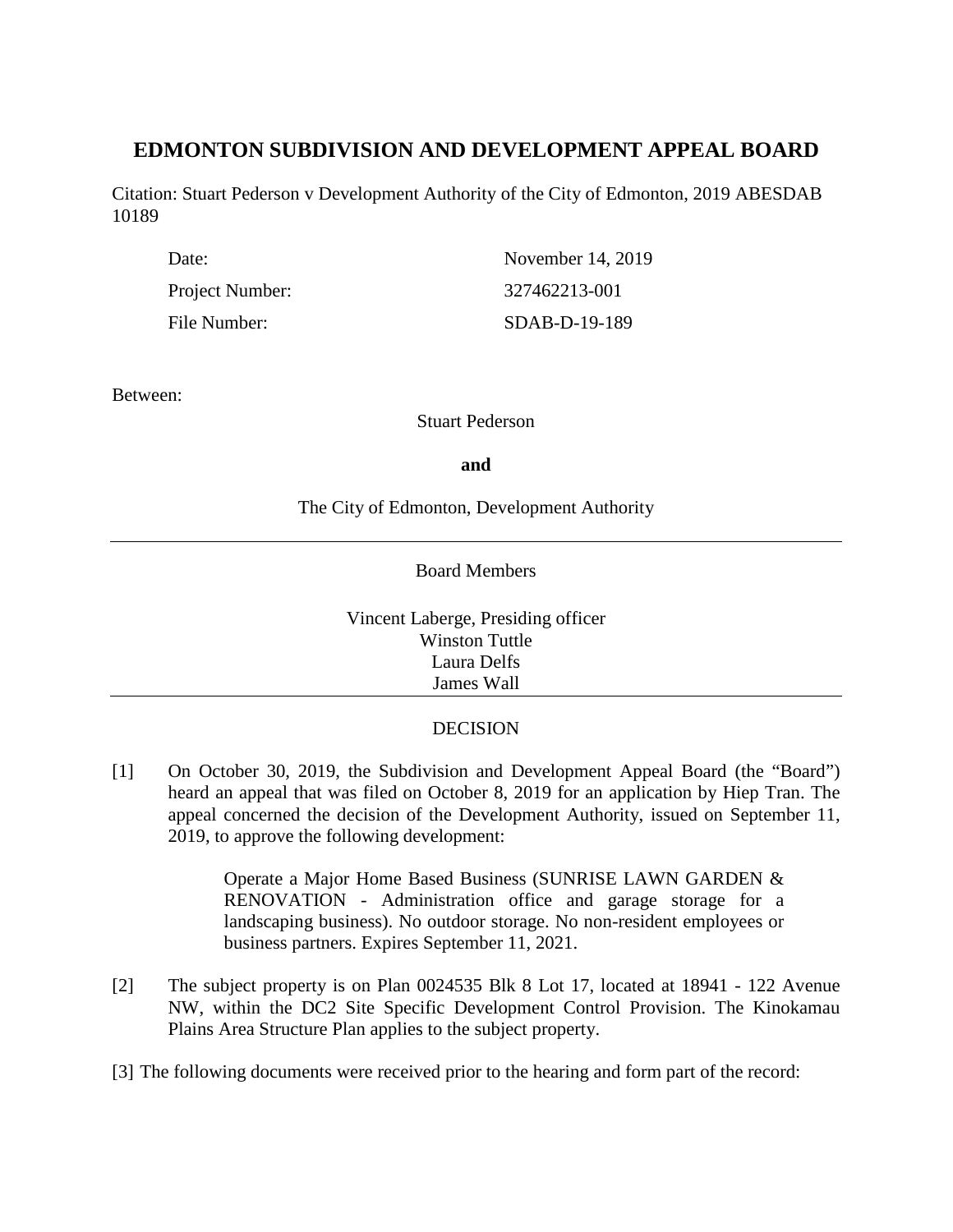# EDMONTON SUBDIVISION AND DEVELOPMENT APPEAL BOARD

Citation: Stuart Pederson v Development Authority of the City of Edmonton, 2019 ABESDAB 10189

| | |
|---|---|
| Date: | November 14, 2019 |
| Project Number: | 327462213-001 |
| File Number: | SDAB-D-19-189 |

Between:

Stuart Pederson

**and**

The City of Edmonton, Development Authority

---

Board Members

Vincent Laberge, Presiding officer
Winston Tuttle
Laura Delfs
James Wall

---

DECISION

[1] On October 30, 2019, the Subdivision and Development Appeal Board (the "Board") heard an appeal that was filed on October 8, 2019 for an application by Hiep Tran. The appeal concerned the decision of the Development Authority, issued on September 11, 2019, to approve the following development:

> Operate a Major Home Based Business (SUNRISE LAWN GARDEN & RENOVATION - Administration office and garage storage for a landscaping business). No outdoor storage. No non-resident employees or business partners. Expires September 11, 2021.

[2] The subject property is on Plan 0024535 Blk 8 Lot 17, located at 18941 - 122 Avenue NW, within the DC2 Site Specific Development Control Provision. The Kinokamau Plains Area Structure Plan applies to the subject property.

[3] The following documents were received prior to the hearing and form part of the record: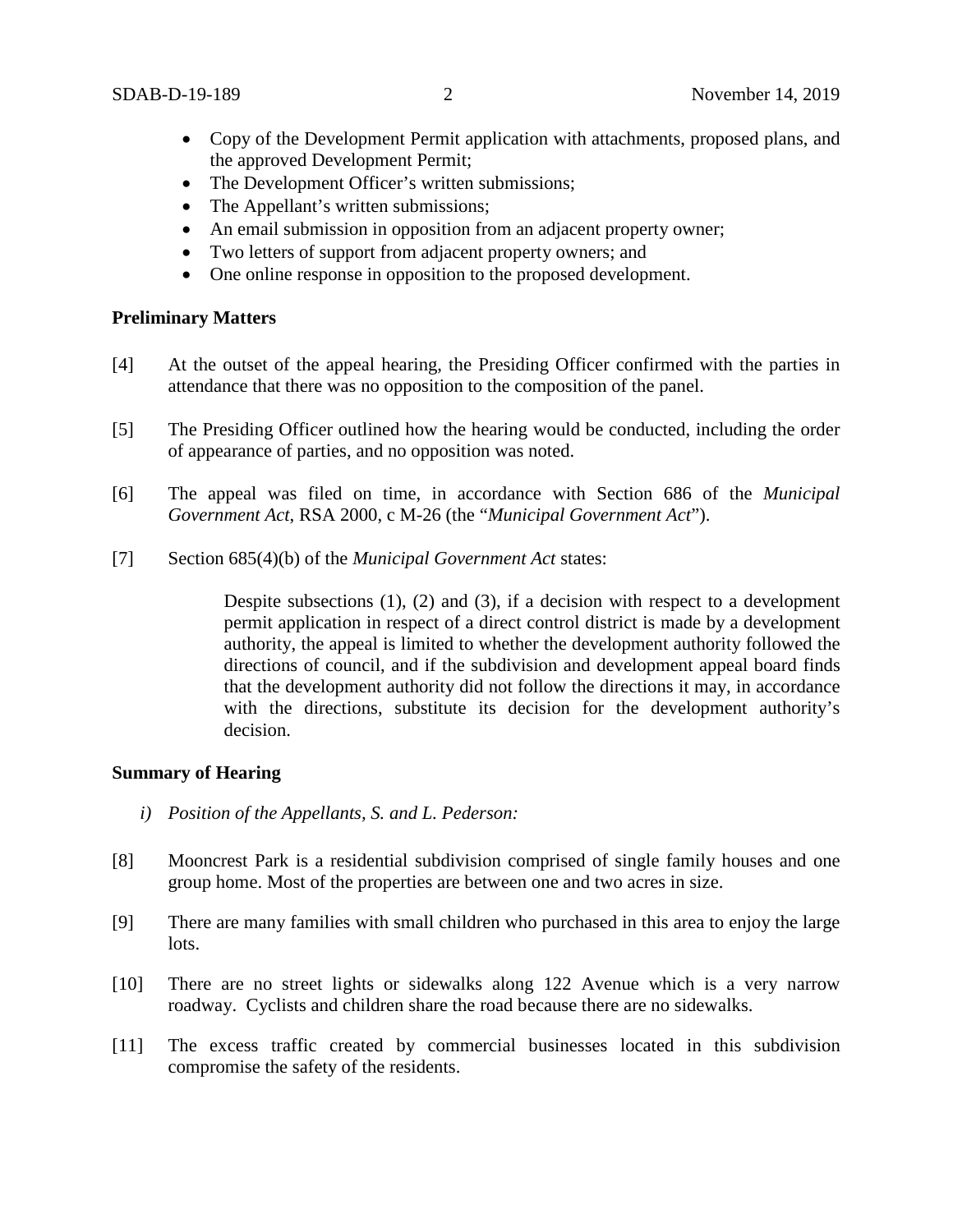- Copy of the Development Permit application with attachments, proposed plans, and the approved Development Permit;
- The Development Officer's written submissions;
- The Appellant's written submissions;
- An email submission in opposition from an adjacent property owner;
- Two letters of support from adjacent property owners; and
- One online response in opposition to the proposed development.

**Preliminary Matters**

[4] At the outset of the appeal hearing, the Presiding Officer confirmed with the parties in attendance that there was no opposition to the composition of the panel.

[5] The Presiding Officer outlined how the hearing would be conducted, including the order of appearance of parties, and no opposition was noted.

[6] The appeal was filed on time, in accordance with Section 686 of the *Municipal Government Act*, RSA 2000, c M-26 (the "*Municipal Government Act*").

[7] Section 685(4)(b) of the *Municipal Government Act* states:

> Despite subsections (1), (2) and (3), if a decision with respect to a development permit application in respect of a direct control district is made by a development authority, the appeal is limited to whether the development authority followed the directions of council, and if the subdivision and development appeal board finds that the development authority did not follow the directions it may, in accordance with the directions, substitute its decision for the development authority's decision.

**Summary of Hearing**

*i) Position of the Appellants, S. and L. Pederson:*

[8] Mooncrest Park is a residential subdivision comprised of single family houses and one group home. Most of the properties are between one and two acres in size.

[9] There are many families with small children who purchased in this area to enjoy the large lots.

[10] There are no street lights or sidewalks along 122 Avenue which is a very narrow roadway. Cyclists and children share the road because there are no sidewalks.

[11] The excess traffic created by commercial businesses located in this subdivision compromise the safety of the residents.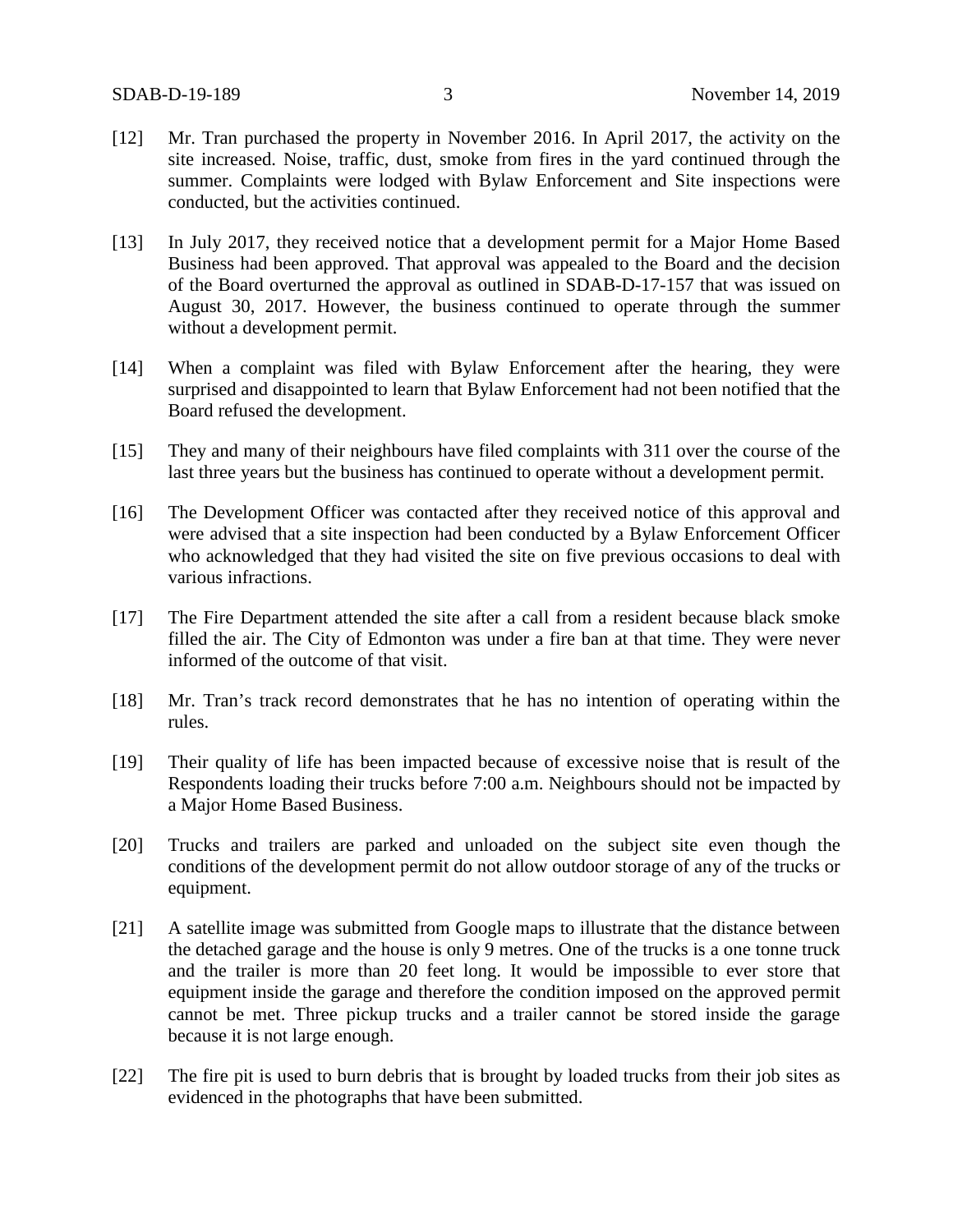[12] Mr. Tran purchased the property in November 2016. In April 2017, the activity on the site increased. Noise, traffic, dust, smoke from fires in the yard continued through the summer. Complaints were lodged with Bylaw Enforcement and Site inspections were conducted, but the activities continued.

[13] In July 2017, they received notice that a development permit for a Major Home Based Business had been approved. That approval was appealed to the Board and the decision of the Board overturned the approval as outlined in SDAB-D-17-157 that was issued on August 30, 2017. However, the business continued to operate through the summer without a development permit.

[14] When a complaint was filed with Bylaw Enforcement after the hearing, they were surprised and disappointed to learn that Bylaw Enforcement had not been notified that the Board refused the development.

[15] They and many of their neighbours have filed complaints with 311 over the course of the last three years but the business has continued to operate without a development permit.

[16] The Development Officer was contacted after they received notice of this approval and were advised that a site inspection had been conducted by a Bylaw Enforcement Officer who acknowledged that they had visited the site on five previous occasions to deal with various infractions.

[17] The Fire Department attended the site after a call from a resident because black smoke filled the air. The City of Edmonton was under a fire ban at that time. They were never informed of the outcome of that visit.

[18] Mr. Tran's track record demonstrates that he has no intention of operating within the rules.

[19] Their quality of life has been impacted because of excessive noise that is result of the Respondents loading their trucks before 7:00 a.m. Neighbours should not be impacted by a Major Home Based Business.

[20] Trucks and trailers are parked and unloaded on the subject site even though the conditions of the development permit do not allow outdoor storage of any of the trucks or equipment.

[21] A satellite image was submitted from Google maps to illustrate that the distance between the detached garage and the house is only 9 metres. One of the trucks is a one tonne truck and the trailer is more than 20 feet long. It would be impossible to ever store that equipment inside the garage and therefore the condition imposed on the approved permit cannot be met. Three pickup trucks and a trailer cannot be stored inside the garage because it is not large enough.

[22] The fire pit is used to burn debris that is brought by loaded trucks from their job sites as evidenced in the photographs that have been submitted.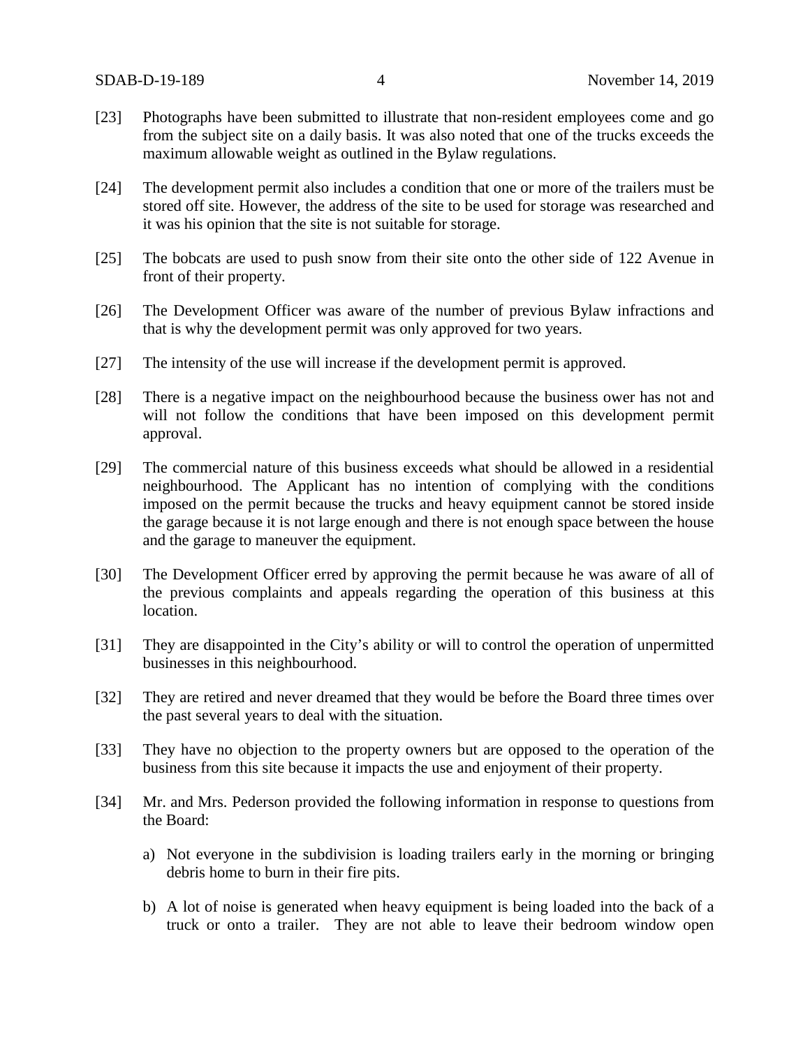[23] Photographs have been submitted to illustrate that non-resident employees come and go from the subject site on a daily basis. It was also noted that one of the trucks exceeds the maximum allowable weight as outlined in the Bylaw regulations.

[24] The development permit also includes a condition that one or more of the trailers must be stored off site. However, the address of the site to be used for storage was researched and it was his opinion that the site is not suitable for storage.

[25] The bobcats are used to push snow from their site onto the other side of 122 Avenue in front of their property.

[26] The Development Officer was aware of the number of previous Bylaw infractions and that is why the development permit was only approved for two years.

[27] The intensity of the use will increase if the development permit is approved.

[28] There is a negative impact on the neighbourhood because the business ower has not and will not follow the conditions that have been imposed on this development permit approval.

[29] The commercial nature of this business exceeds what should be allowed in a residential neighbourhood. The Applicant has no intention of complying with the conditions imposed on the permit because the trucks and heavy equipment cannot be stored inside the garage because it is not large enough and there is not enough space between the house and the garage to maneuver the equipment.

[30] The Development Officer erred by approving the permit because he was aware of all of the previous complaints and appeals regarding the operation of this business at this location.

[31] They are disappointed in the City's ability or will to control the operation of unpermitted businesses in this neighbourhood.

[32] They are retired and never dreamed that they would be before the Board three times over the past several years to deal with the situation.

[33] They have no objection to the property owners but are opposed to the operation of the business from this site because it impacts the use and enjoyment of their property.

[34] Mr. and Mrs. Pederson provided the following information in response to questions from the Board:

a) Not everyone in the subdivision is loading trailers early in the morning or bringing debris home to burn in their fire pits.

b) A lot of noise is generated when heavy equipment is being loaded into the back of a truck or onto a trailer. They are not able to leave their bedroom window open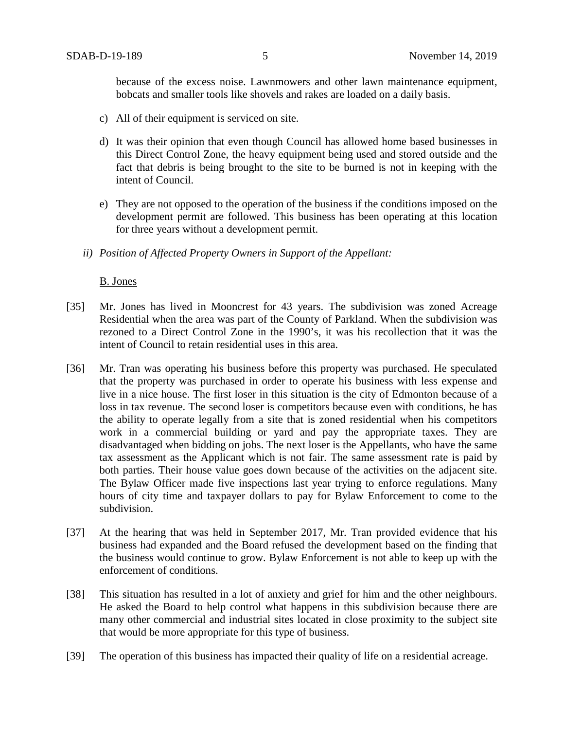because of the excess noise. Lawnmowers and other lawn maintenance equipment, bobcats and smaller tools like shovels and rakes are loaded on a daily basis.

c) All of their equipment is serviced on site.

d) It was their opinion that even though Council has allowed home based businesses in this Direct Control Zone, the heavy equipment being used and stored outside and the fact that debris is being brought to the site to be burned is not in keeping with the intent of Council.

e) They are not opposed to the operation of the business if the conditions imposed on the development permit are followed. This business has been operating at this location for three years without a development permit.

*ii) Position of Affected Property Owners in Support of the Appellant:*

B. Jones

[35] Mr. Jones has lived in Mooncrest for 43 years. The subdivision was zoned Acreage Residential when the area was part of the County of Parkland. When the subdivision was rezoned to a Direct Control Zone in the 1990's, it was his recollection that it was the intent of Council to retain residential uses in this area.

[36] Mr. Tran was operating his business before this property was purchased. He speculated that the property was purchased in order to operate his business with less expense and live in a nice house. The first loser in this situation is the city of Edmonton because of a loss in tax revenue. The second loser is competitors because even with conditions, he has the ability to operate legally from a site that is zoned residential when his competitors work in a commercial building or yard and pay the appropriate taxes. They are disadvantaged when bidding on jobs. The next loser is the Appellants, who have the same tax assessment as the Applicant which is not fair. The same assessment rate is paid by both parties. Their house value goes down because of the activities on the adjacent site. The Bylaw Officer made five inspections last year trying to enforce regulations. Many hours of city time and taxpayer dollars to pay for Bylaw Enforcement to come to the subdivision.

[37] At the hearing that was held in September 2017, Mr. Tran provided evidence that his business had expanded and the Board refused the development based on the finding that the business would continue to grow. Bylaw Enforcement is not able to keep up with the enforcement of conditions.

[38] This situation has resulted in a lot of anxiety and grief for him and the other neighbours. He asked the Board to help control what happens in this subdivision because there are many other commercial and industrial sites located in close proximity to the subject site that would be more appropriate for this type of business.

[39] The operation of this business has impacted their quality of life on a residential acreage.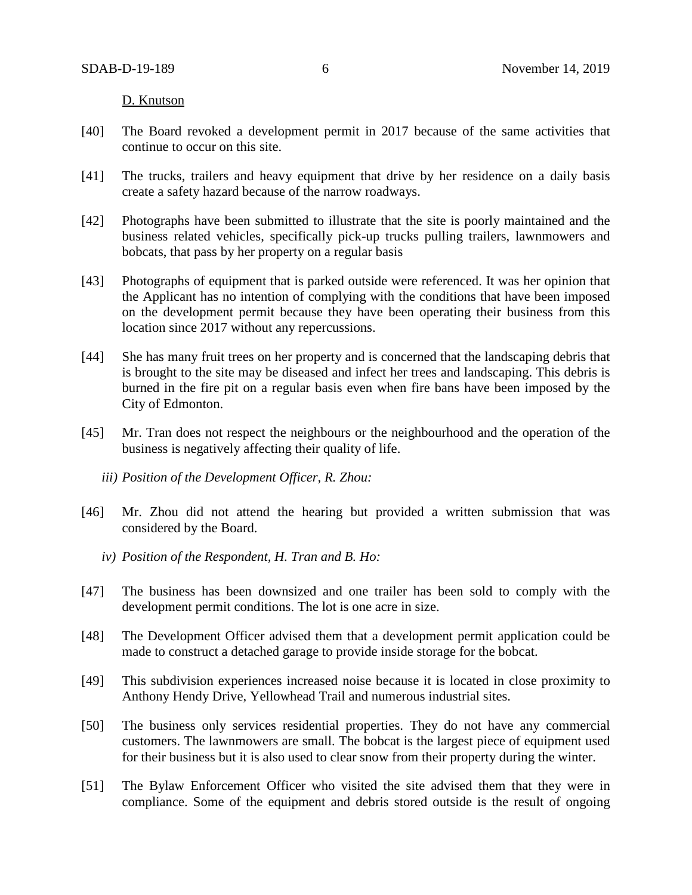D. Knutson

[40] The Board revoked a development permit in 2017 because of the same activities that continue to occur on this site.

[41] The trucks, trailers and heavy equipment that drive by her residence on a daily basis create a safety hazard because of the narrow roadways.

[42] Photographs have been submitted to illustrate that the site is poorly maintained and the business related vehicles, specifically pick-up trucks pulling trailers, lawnmowers and bobcats, that pass by her property on a regular basis

[43] Photographs of equipment that is parked outside were referenced. It was her opinion that the Applicant has no intention of complying with the conditions that have been imposed on the development permit because they have been operating their business from this location since 2017 without any repercussions.

[44] She has many fruit trees on her property and is concerned that the landscaping debris that is brought to the site may be diseased and infect her trees and landscaping. This debris is burned in the fire pit on a regular basis even when fire bans have been imposed by the City of Edmonton.

[45] Mr. Tran does not respect the neighbours or the neighbourhood and the operation of the business is negatively affecting their quality of life.

*iii) Position of the Development Officer, R. Zhou:*

[46] Mr. Zhou did not attend the hearing but provided a written submission that was considered by the Board.

*iv) Position of the Respondent, H. Tran and B. Ho:*

[47] The business has been downsized and one trailer has been sold to comply with the development permit conditions. The lot is one acre in size.

[48] The Development Officer advised them that a development permit application could be made to construct a detached garage to provide inside storage for the bobcat.

[49] This subdivision experiences increased noise because it is located in close proximity to Anthony Hendy Drive, Yellowhead Trail and numerous industrial sites.

[50] The business only services residential properties. They do not have any commercial customers. The lawnmowers are small. The bobcat is the largest piece of equipment used for their business but it is also used to clear snow from their property during the winter.

[51] The Bylaw Enforcement Officer who visited the site advised them that they were in compliance. Some of the equipment and debris stored outside is the result of ongoing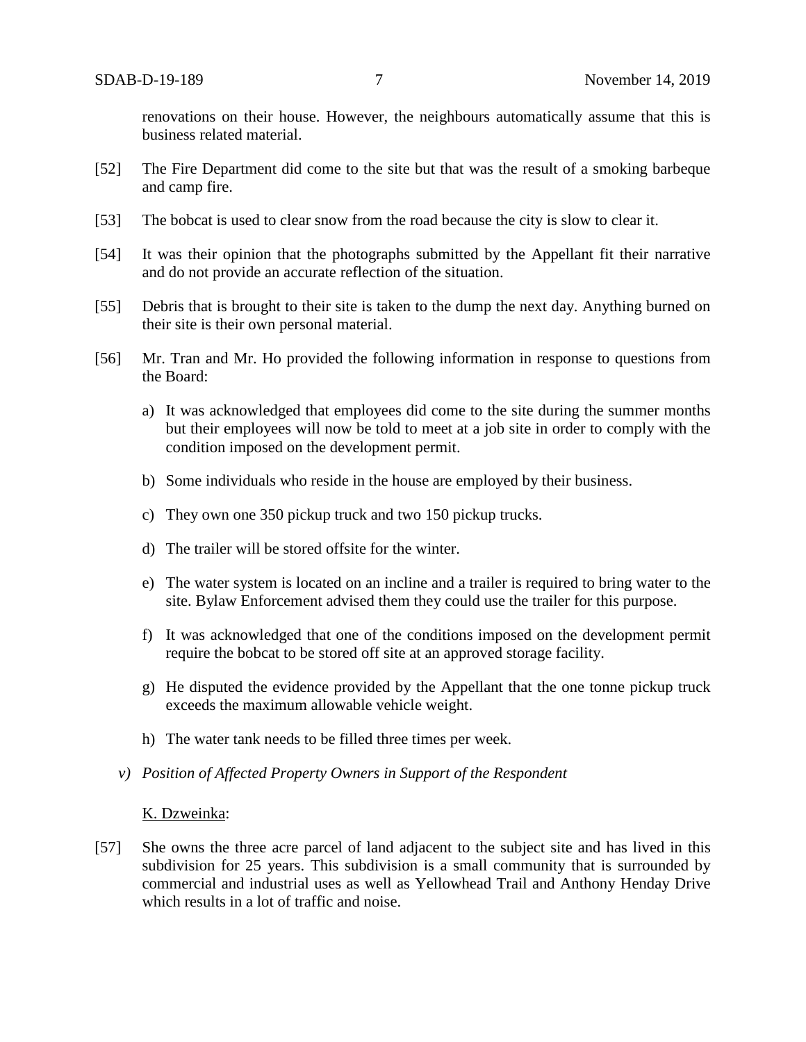renovations on their house. However, the neighbours automatically assume that this is business related material.

[52] The Fire Department did come to the site but that was the result of a smoking barbeque and camp fire.

[53] The bobcat is used to clear snow from the road because the city is slow to clear it.

[54] It was their opinion that the photographs submitted by the Appellant fit their narrative and do not provide an accurate reflection of the situation.

[55] Debris that is brought to their site is taken to the dump the next day. Anything burned on their site is their own personal material.

[56] Mr. Tran and Mr. Ho provided the following information in response to questions from the Board:

a) It was acknowledged that employees did come to the site during the summer months but their employees will now be told to meet at a job site in order to comply with the condition imposed on the development permit.

b) Some individuals who reside in the house are employed by their business.

c) They own one 350 pickup truck and two 150 pickup trucks.

d) The trailer will be stored offsite for the winter.

e) The water system is located on an incline and a trailer is required to bring water to the site. Bylaw Enforcement advised them they could use the trailer for this purpose.

f) It was acknowledged that one of the conditions imposed on the development permit require the bobcat to be stored off site at an approved storage facility.

g) He disputed the evidence provided by the Appellant that the one tonne pickup truck exceeds the maximum allowable vehicle weight.

h) The water tank needs to be filled three times per week.

*v) Position of Affected Property Owners in Support of the Respondent*

K. Dzweinka:

[57] She owns the three acre parcel of land adjacent to the subject site and has lived in this subdivision for 25 years. This subdivision is a small community that is surrounded by commercial and industrial uses as well as Yellowhead Trail and Anthony Henday Drive which results in a lot of traffic and noise.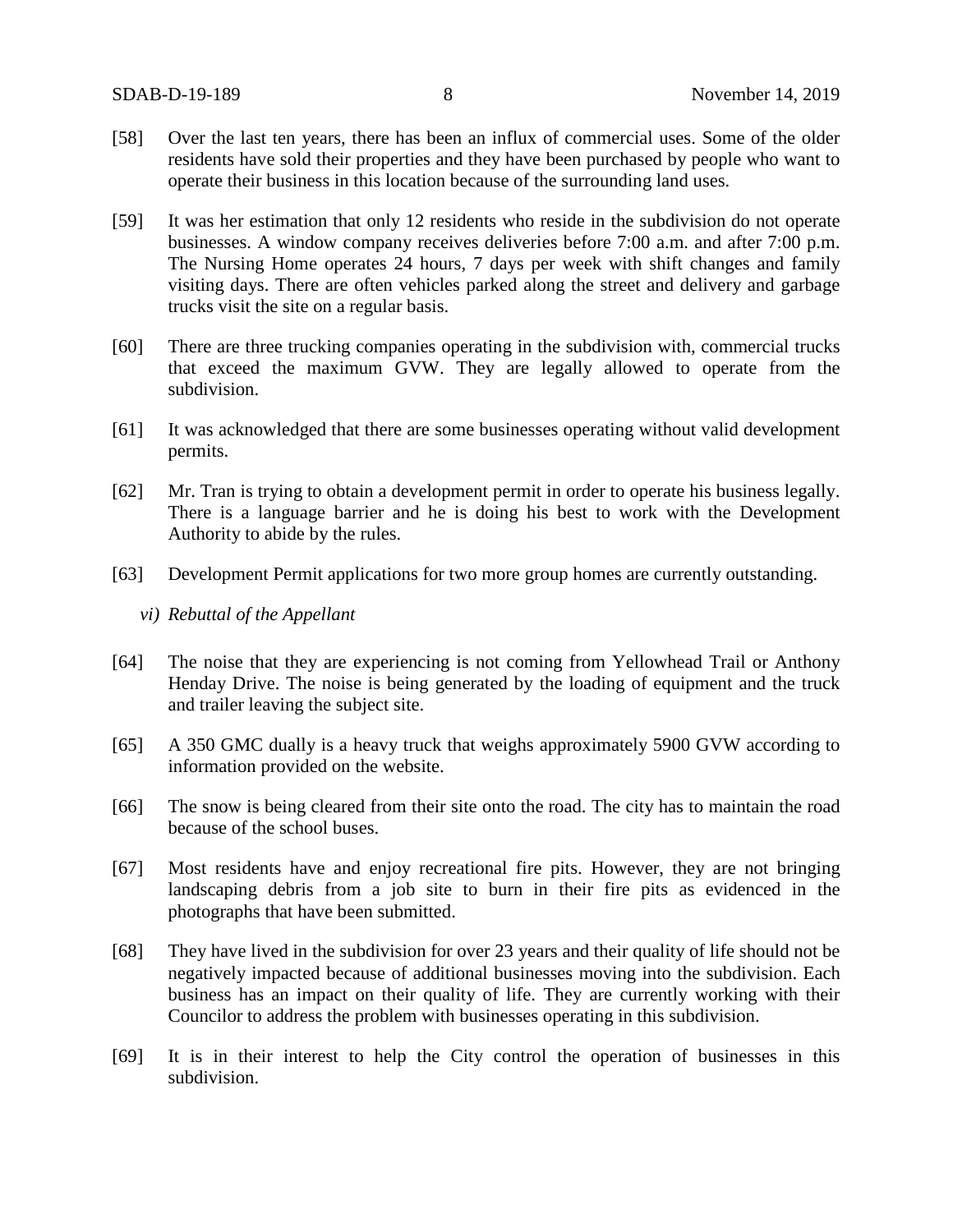[58] Over the last ten years, there has been an influx of commercial uses. Some of the older residents have sold their properties and they have been purchased by people who want to operate their business in this location because of the surrounding land uses.

[59] It was her estimation that only 12 residents who reside in the subdivision do not operate businesses. A window company receives deliveries before 7:00 a.m. and after 7:00 p.m. The Nursing Home operates 24 hours, 7 days per week with shift changes and family visiting days. There are often vehicles parked along the street and delivery and garbage trucks visit the site on a regular basis.

[60] There are three trucking companies operating in the subdivision with, commercial trucks that exceed the maximum GVW. They are legally allowed to operate from the subdivision.

[61] It was acknowledged that there are some businesses operating without valid development permits.

[62] Mr. Tran is trying to obtain a development permit in order to operate his business legally. There is a language barrier and he is doing his best to work with the Development Authority to abide by the rules.

[63] Development Permit applications for two more group homes are currently outstanding.

*vi) Rebuttal of the Appellant*

[64] The noise that they are experiencing is not coming from Yellowhead Trail or Anthony Henday Drive. The noise is being generated by the loading of equipment and the truck and trailer leaving the subject site.

[65] A 350 GMC dually is a heavy truck that weighs approximately 5900 GVW according to information provided on the website.

[66] The snow is being cleared from their site onto the road. The city has to maintain the road because of the school buses.

[67] Most residents have and enjoy recreational fire pits. However, they are not bringing landscaping debris from a job site to burn in their fire pits as evidenced in the photographs that have been submitted.

[68] They have lived in the subdivision for over 23 years and their quality of life should not be negatively impacted because of additional businesses moving into the subdivision. Each business has an impact on their quality of life. They are currently working with their Councilor to address the problem with businesses operating in this subdivision.

[69] It is in their interest to help the City control the operation of businesses in this subdivision.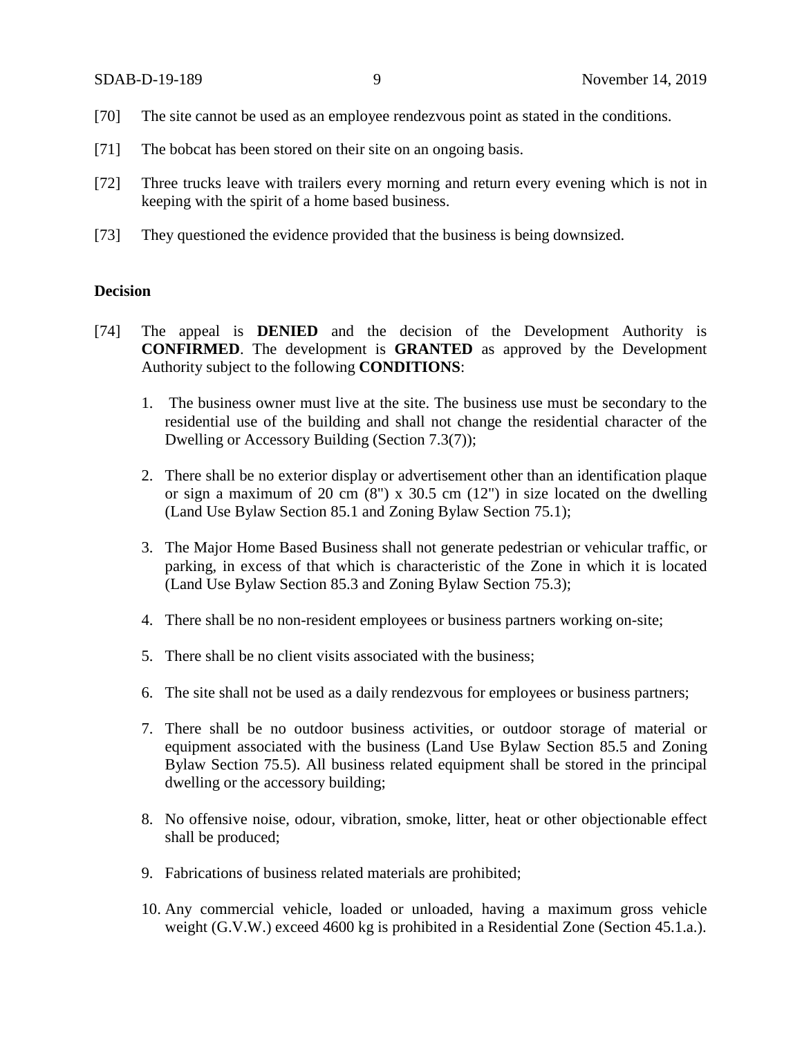[70] The site cannot be used as an employee rendezvous point as stated in the conditions.

[71] The bobcat has been stored on their site on an ongoing basis.

[72] Three trucks leave with trailers every morning and return every evening which is not in keeping with the spirit of a home based business.

[73] They questioned the evidence provided that the business is being downsized.

**Decision**

[74] The appeal is **DENIED** and the decision of the Development Authority is **CONFIRMED**. The development is **GRANTED** as approved by the Development Authority subject to the following **CONDITIONS**:

1. The business owner must live at the site. The business use must be secondary to the residential use of the building and shall not change the residential character of the Dwelling or Accessory Building (Section 7.3(7));

2. There shall be no exterior display or advertisement other than an identification plaque or sign a maximum of 20 cm (8") x 30.5 cm (12") in size located on the dwelling (Land Use Bylaw Section 85.1 and Zoning Bylaw Section 75.1);

3. The Major Home Based Business shall not generate pedestrian or vehicular traffic, or parking, in excess of that which is characteristic of the Zone in which it is located (Land Use Bylaw Section 85.3 and Zoning Bylaw Section 75.3);

4. There shall be no non-resident employees or business partners working on-site;

5. There shall be no client visits associated with the business;

6. The site shall not be used as a daily rendezvous for employees or business partners;

7. There shall be no outdoor business activities, or outdoor storage of material or equipment associated with the business (Land Use Bylaw Section 85.5 and Zoning Bylaw Section 75.5). All business related equipment shall be stored in the principal dwelling or the accessory building;

8. No offensive noise, odour, vibration, smoke, litter, heat or other objectionable effect shall be produced;

9. Fabrications of business related materials are prohibited;

10. Any commercial vehicle, loaded or unloaded, having a maximum gross vehicle weight (G.V.W.) exceed 4600 kg is prohibited in a Residential Zone (Section 45.1.a.).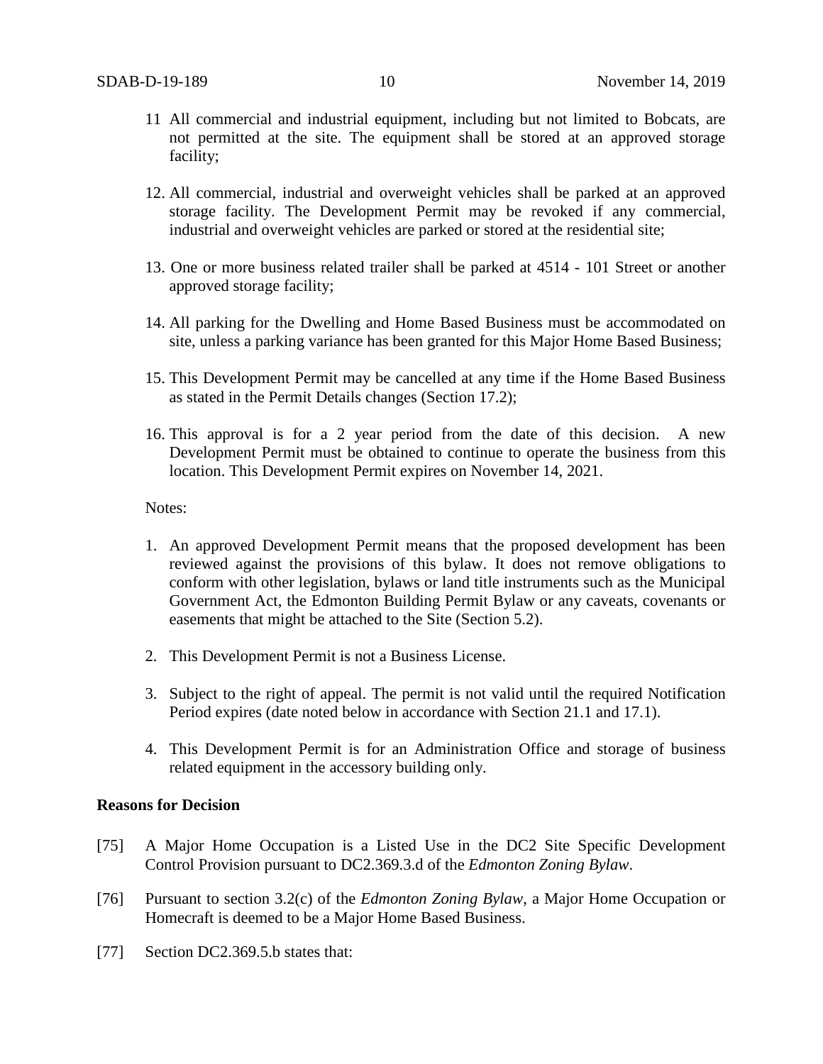11 All commercial and industrial equipment, including but not limited to Bobcats, are not permitted at the site. The equipment shall be stored at an approved storage facility;

12. All commercial, industrial and overweight vehicles shall be parked at an approved storage facility. The Development Permit may be revoked if any commercial, industrial and overweight vehicles are parked or stored at the residential site;

13. One or more business related trailer shall be parked at 4514 - 101 Street or another approved storage facility;

14. All parking for the Dwelling and Home Based Business must be accommodated on site, unless a parking variance has been granted for this Major Home Based Business;

15. This Development Permit may be cancelled at any time if the Home Based Business as stated in the Permit Details changes (Section 17.2);

16. This approval is for a 2 year period from the date of this decision. A new Development Permit must be obtained to continue to operate the business from this location. This Development Permit expires on November 14, 2021.

Notes:

1. An approved Development Permit means that the proposed development has been reviewed against the provisions of this bylaw. It does not remove obligations to conform with other legislation, bylaws or land title instruments such as the Municipal Government Act, the Edmonton Building Permit Bylaw or any caveats, covenants or easements that might be attached to the Site (Section 5.2).

2. This Development Permit is not a Business License.

3. Subject to the right of appeal. The permit is not valid until the required Notification Period expires (date noted below in accordance with Section 21.1 and 17.1).

4. This Development Permit is for an Administration Office and storage of business related equipment in the accessory building only.

**Reasons for Decision**

[75] A Major Home Occupation is a Listed Use in the DC2 Site Specific Development Control Provision pursuant to DC2.369.3.d of the *Edmonton Zoning Bylaw*.

[76] Pursuant to section 3.2(c) of the *Edmonton Zoning Bylaw*, a Major Home Occupation or Homecraft is deemed to be a Major Home Based Business.

[77] Section DC2.369.5.b states that: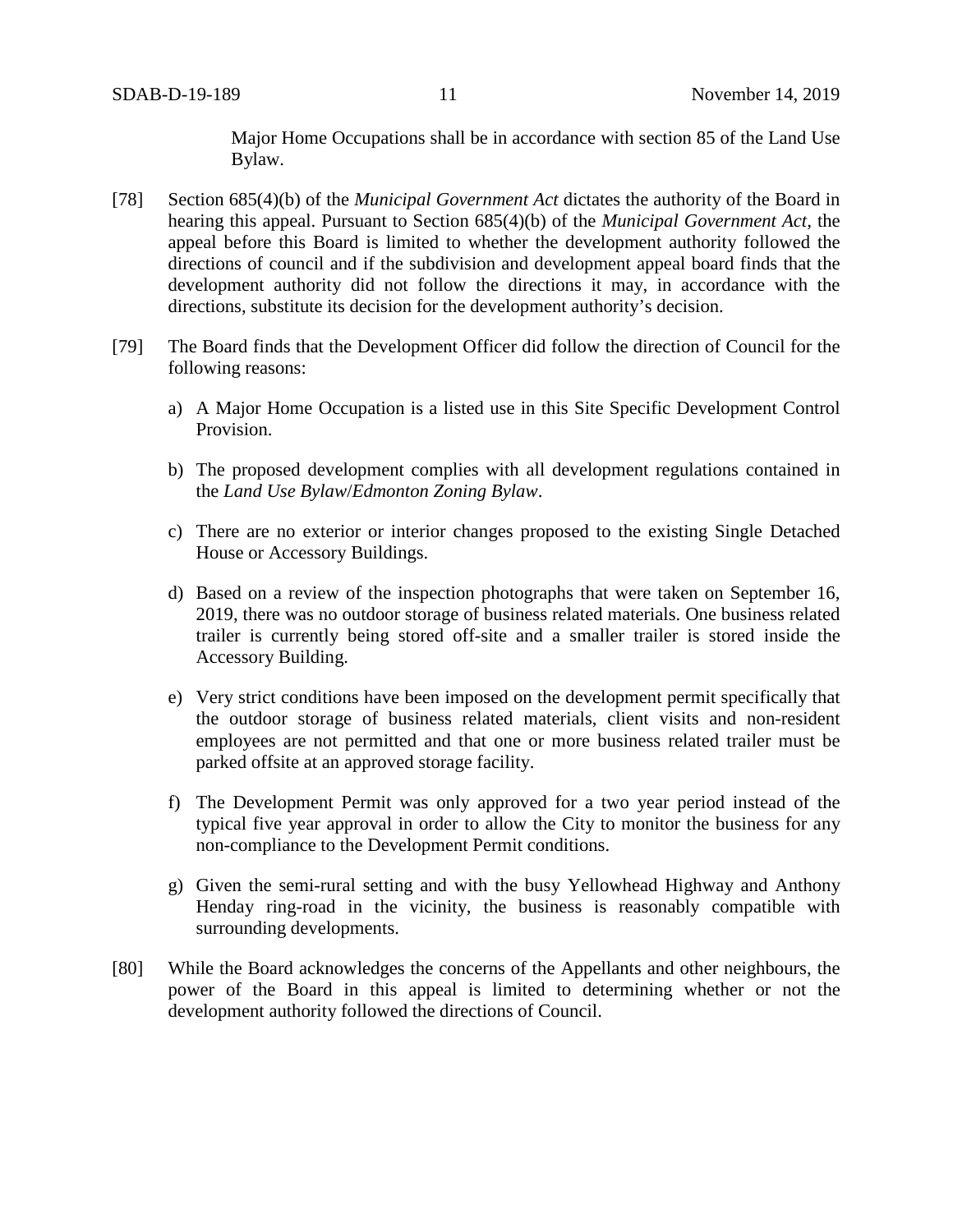Major Home Occupations shall be in accordance with section 85 of the Land Use Bylaw.

[78] Section 685(4)(b) of the *Municipal Government Act* dictates the authority of the Board in hearing this appeal. Pursuant to Section 685(4)(b) of the *Municipal Government Act*, the appeal before this Board is limited to whether the development authority followed the directions of council and if the subdivision and development appeal board finds that the development authority did not follow the directions it may, in accordance with the directions, substitute its decision for the development authority's decision.

[79] The Board finds that the Development Officer did follow the direction of Council for the following reasons:

a) A Major Home Occupation is a listed use in this Site Specific Development Control Provision.

b) The proposed development complies with all development regulations contained in the *Land Use Bylaw*/*Edmonton Zoning Bylaw*.

c) There are no exterior or interior changes proposed to the existing Single Detached House or Accessory Buildings.

d) Based on a review of the inspection photographs that were taken on September 16, 2019, there was no outdoor storage of business related materials. One business related trailer is currently being stored off-site and a smaller trailer is stored inside the Accessory Building.

e) Very strict conditions have been imposed on the development permit specifically that the outdoor storage of business related materials, client visits and non-resident employees are not permitted and that one or more business related trailer must be parked offsite at an approved storage facility.

f) The Development Permit was only approved for a two year period instead of the typical five year approval in order to allow the City to monitor the business for any non-compliance to the Development Permit conditions.

g) Given the semi-rural setting and with the busy Yellowhead Highway and Anthony Henday ring-road in the vicinity, the business is reasonably compatible with surrounding developments.

[80] While the Board acknowledges the concerns of the Appellants and other neighbours, the power of the Board in this appeal is limited to determining whether or not the development authority followed the directions of Council.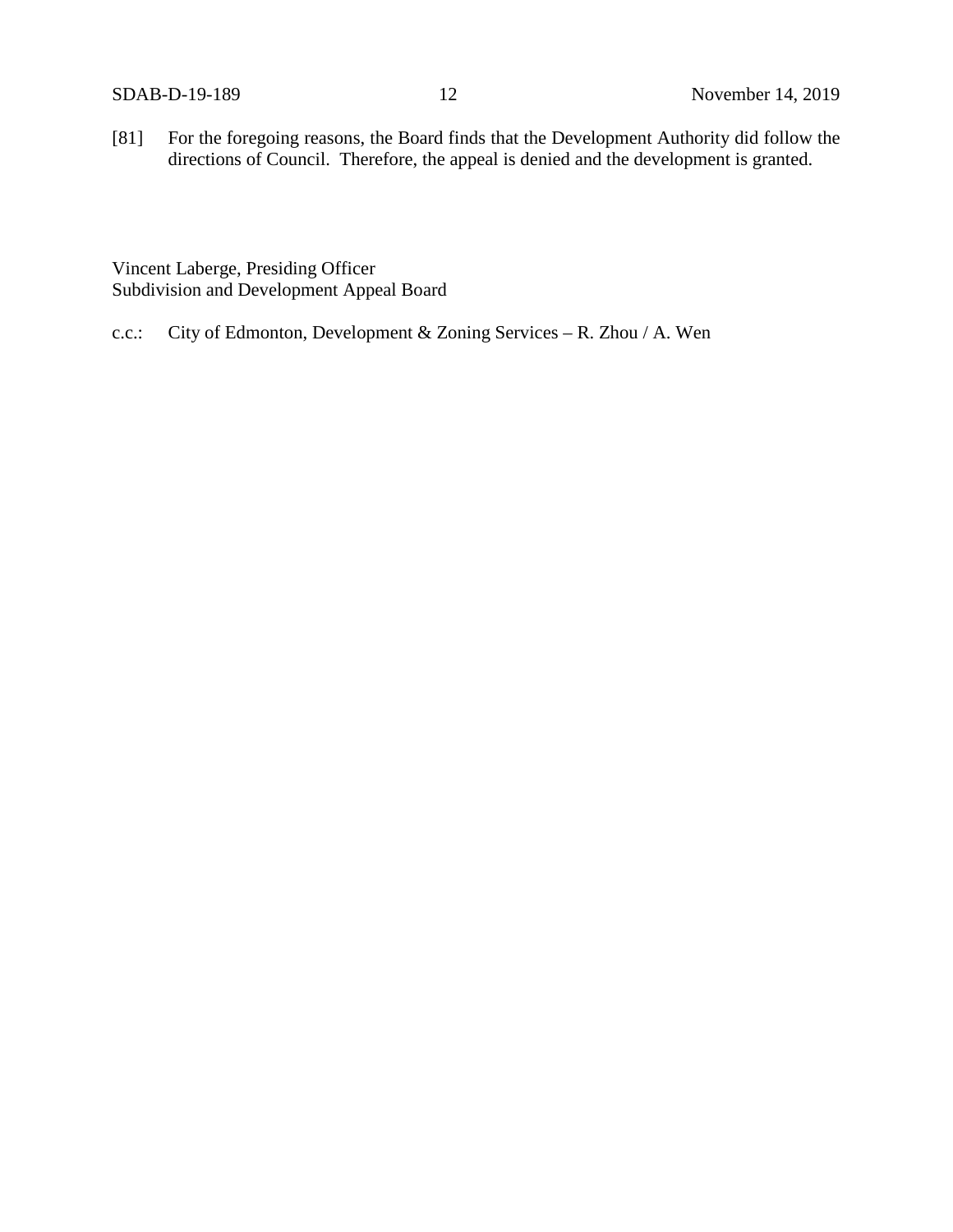[81] For the foregoing reasons, the Board finds that the Development Authority did follow the directions of Council. Therefore, the appeal is denied and the development is granted.

Vincent Laberge, Presiding Officer
Subdivision and Development Appeal Board

c.c.: City of Edmonton, Development & Zoning Services – R. Zhou / A. Wen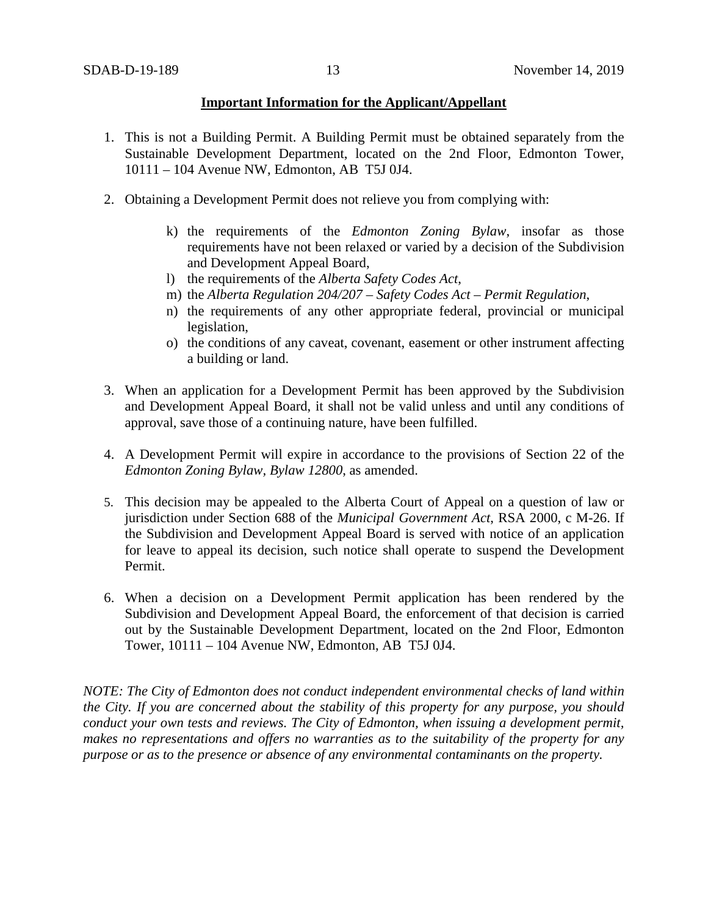**Important Information for the Applicant/Appellant**

1. This is not a Building Permit. A Building Permit must be obtained separately from the Sustainable Development Department, located on the 2nd Floor, Edmonton Tower, 10111 – 104 Avenue NW, Edmonton, AB T5J 0J4.

2. Obtaining a Development Permit does not relieve you from complying with:

   k) the requirements of the *Edmonton Zoning Bylaw*, insofar as those requirements have not been relaxed or varied by a decision of the Subdivision and Development Appeal Board,
   l) the requirements of the *Alberta Safety Codes Act*,
   m) the *Alberta Regulation 204/207 – Safety Codes Act – Permit Regulation*,
   n) the requirements of any other appropriate federal, provincial or municipal legislation,
   o) the conditions of any caveat, covenant, easement or other instrument affecting a building or land.

3. When an application for a Development Permit has been approved by the Subdivision and Development Appeal Board, it shall not be valid unless and until any conditions of approval, save those of a continuing nature, have been fulfilled.

4. A Development Permit will expire in accordance to the provisions of Section 22 of the *Edmonton Zoning Bylaw, Bylaw 12800*, as amended.

5. This decision may be appealed to the Alberta Court of Appeal on a question of law or jurisdiction under Section 688 of the *Municipal Government Act*, RSA 2000, c M-26. If the Subdivision and Development Appeal Board is served with notice of an application for leave to appeal its decision, such notice shall operate to suspend the Development Permit.

6. When a decision on a Development Permit application has been rendered by the Subdivision and Development Appeal Board, the enforcement of that decision is carried out by the Sustainable Development Department, located on the 2nd Floor, Edmonton Tower, 10111 – 104 Avenue NW, Edmonton, AB T5J 0J4.

*NOTE: The City of Edmonton does not conduct independent environmental checks of land within the City. If you are concerned about the stability of this property for any purpose, you should conduct your own tests and reviews. The City of Edmonton, when issuing a development permit, makes no representations and offers no warranties as to the suitability of the property for any purpose or as to the presence or absence of any environmental contaminants on the property.*